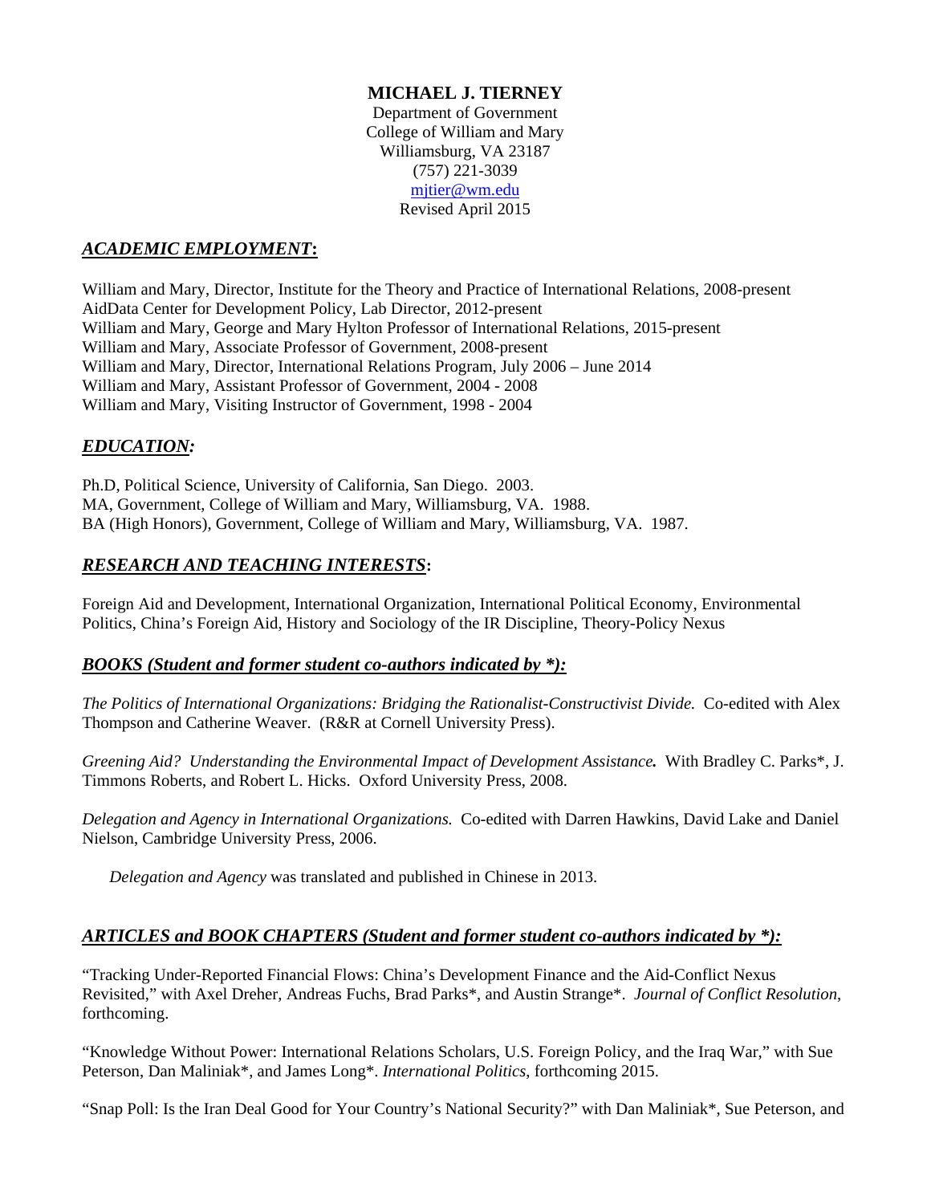# MICHAEL J. TIERNEY

Department of Government
College of William and Mary
Williamsburg, VA 23187
(757) 221-3039
mjtier@wm.edu
Revised April 2015

## *ACADEMIC EMPLOYMENT*:

William and Mary, Director, Institute for the Theory and Practice of International Relations, 2008-present
AidData Center for Development Policy, Lab Director, 2012-present
William and Mary, George and Mary Hylton Professor of International Relations, 2015-present
William and Mary, Associate Professor of Government, 2008-present
William and Mary, Director, International Relations Program, July 2006 – June 2014
William and Mary, Assistant Professor of Government, 2004 - 2008
William and Mary, Visiting Instructor of Government, 1998 - 2004

## *EDUCATION:*

Ph.D, Political Science, University of California, San Diego. 2003.
MA, Government, College of William and Mary, Williamsburg, VA. 1988.
BA (High Honors), Government, College of William and Mary, Williamsburg, VA. 1987.

## *RESEARCH AND TEACHING INTERESTS*:

Foreign Aid and Development, International Organization, International Political Economy, Environmental Politics, China's Foreign Aid, History and Sociology of the IR Discipline, Theory-Policy Nexus

## *BOOKS (Student and former student co-authors indicated by *):*

*The Politics of International Organizations: Bridging the Rationalist-Constructivist Divide.* Co-edited with Alex Thompson and Catherine Weaver. (R&R at Cornell University Press).

*Greening Aid? Understanding the Environmental Impact of Development Assistance.* With Bradley C. Parks*, J. Timmons Roberts, and Robert L. Hicks. Oxford University Press, 2008.

*Delegation and Agency in International Organizations.* Co-edited with Darren Hawkins, David Lake and Daniel Nielson, Cambridge University Press, 2006.

*Delegation and Agency* was translated and published in Chinese in 2013.

## *ARTICLES and BOOK CHAPTERS (Student and former student co-authors indicated by *):*

"Tracking Under-Reported Financial Flows: China's Development Finance and the Aid-Conflict Nexus Revisited," with Axel Dreher, Andreas Fuchs, Brad Parks*, and Austin Strange*. *Journal of Conflict Resolution*, forthcoming.

"Knowledge Without Power: International Relations Scholars, U.S. Foreign Policy, and the Iraq War," with Sue Peterson, Dan Maliniak*, and James Long*. *International Politics*, forthcoming 2015.

"Snap Poll: Is the Iran Deal Good for Your Country's National Security?" with Dan Maliniak*, Sue Peterson, and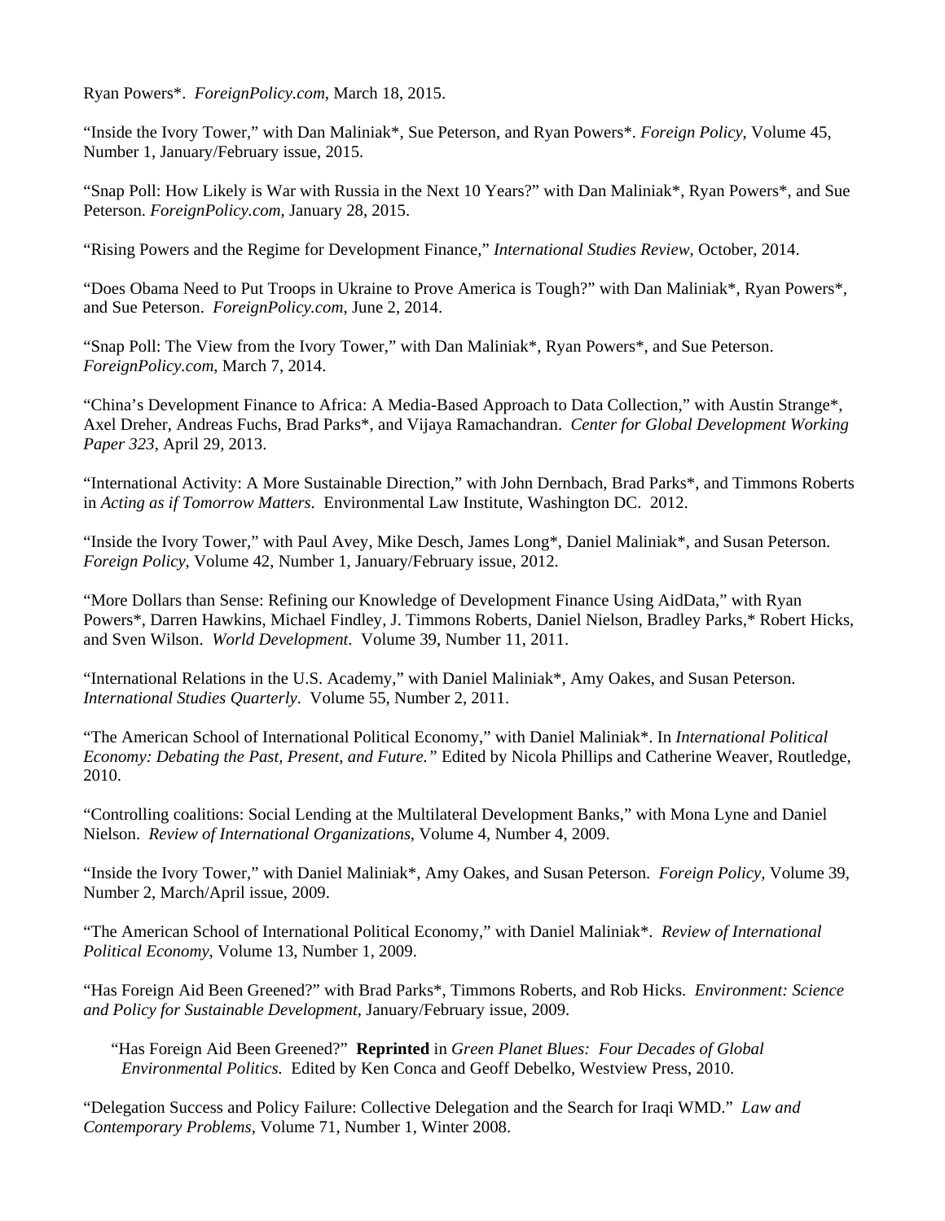Ryan Powers*. *ForeignPolicy.com*, March 18, 2015.

"Inside the Ivory Tower," with Dan Maliniak*, Sue Peterson, and Ryan Powers*. *Foreign Policy*, Volume 45, Number 1, January/February issue, 2015.

"Snap Poll: How Likely is War with Russia in the Next 10 Years?" with Dan Maliniak*, Ryan Powers*, and Sue Peterson. *ForeignPolicy.com*, January 28, 2015.

"Rising Powers and the Regime for Development Finance," *International Studies Review*, October, 2014.

"Does Obama Need to Put Troops in Ukraine to Prove America is Tough?" with Dan Maliniak*, Ryan Powers*, and Sue Peterson. *ForeignPolicy.com*, June 2, 2014.

"Snap Poll: The View from the Ivory Tower," with Dan Maliniak*, Ryan Powers*, and Sue Peterson. *ForeignPolicy.com*, March 7, 2014.

"China's Development Finance to Africa: A Media-Based Approach to Data Collection," with Austin Strange*, Axel Dreher, Andreas Fuchs, Brad Parks*, and Vijaya Ramachandran. *Center for Global Development Working Paper 323*, April 29, 2013.

"International Activity: A More Sustainable Direction," with John Dernbach, Brad Parks*, and Timmons Roberts in *Acting as if Tomorrow Matters*. Environmental Law Institute, Washington DC. 2012.

"Inside the Ivory Tower," with Paul Avey, Mike Desch, James Long*, Daniel Maliniak*, and Susan Peterson. *Foreign Policy*, Volume 42, Number 1, January/February issue, 2012.

"More Dollars than Sense: Refining our Knowledge of Development Finance Using AidData," with Ryan Powers*, Darren Hawkins, Michael Findley, J. Timmons Roberts, Daniel Nielson, Bradley Parks,* Robert Hicks, and Sven Wilson. *World Development*. Volume 39, Number 11, 2011.

"International Relations in the U.S. Academy," with Daniel Maliniak*, Amy Oakes, and Susan Peterson. *International Studies Quarterly*. Volume 55, Number 2, 2011.

"The American School of International Political Economy," with Daniel Maliniak*. In *International Political Economy: Debating the Past, Present, and Future."* Edited by Nicola Phillips and Catherine Weaver, Routledge, 2010.

"Controlling coalitions: Social Lending at the Multilateral Development Banks," with Mona Lyne and Daniel Nielson. *Review of International Organizations*, Volume 4, Number 4, 2009.

"Inside the Ivory Tower," with Daniel Maliniak*, Amy Oakes, and Susan Peterson. *Foreign Policy*, Volume 39, Number 2, March/April issue, 2009.

"The American School of International Political Economy," with Daniel Maliniak*. *Review of International Political Economy*, Volume 13, Number 1, 2009.

"Has Foreign Aid Been Greened?" with Brad Parks*, Timmons Roberts, and Rob Hicks. *Environment: Science and Policy for Sustainable Development*, January/February issue, 2009.

> "Has Foreign Aid Been Greened?" **Reprinted** in *Green Planet Blues: Four Decades of Global Environmental Politics.* Edited by Ken Conca and Geoff Debelko, Westview Press, 2010.

"Delegation Success and Policy Failure: Collective Delegation and the Search for Iraqi WMD." *Law and Contemporary Problems*, Volume 71, Number 1, Winter 2008.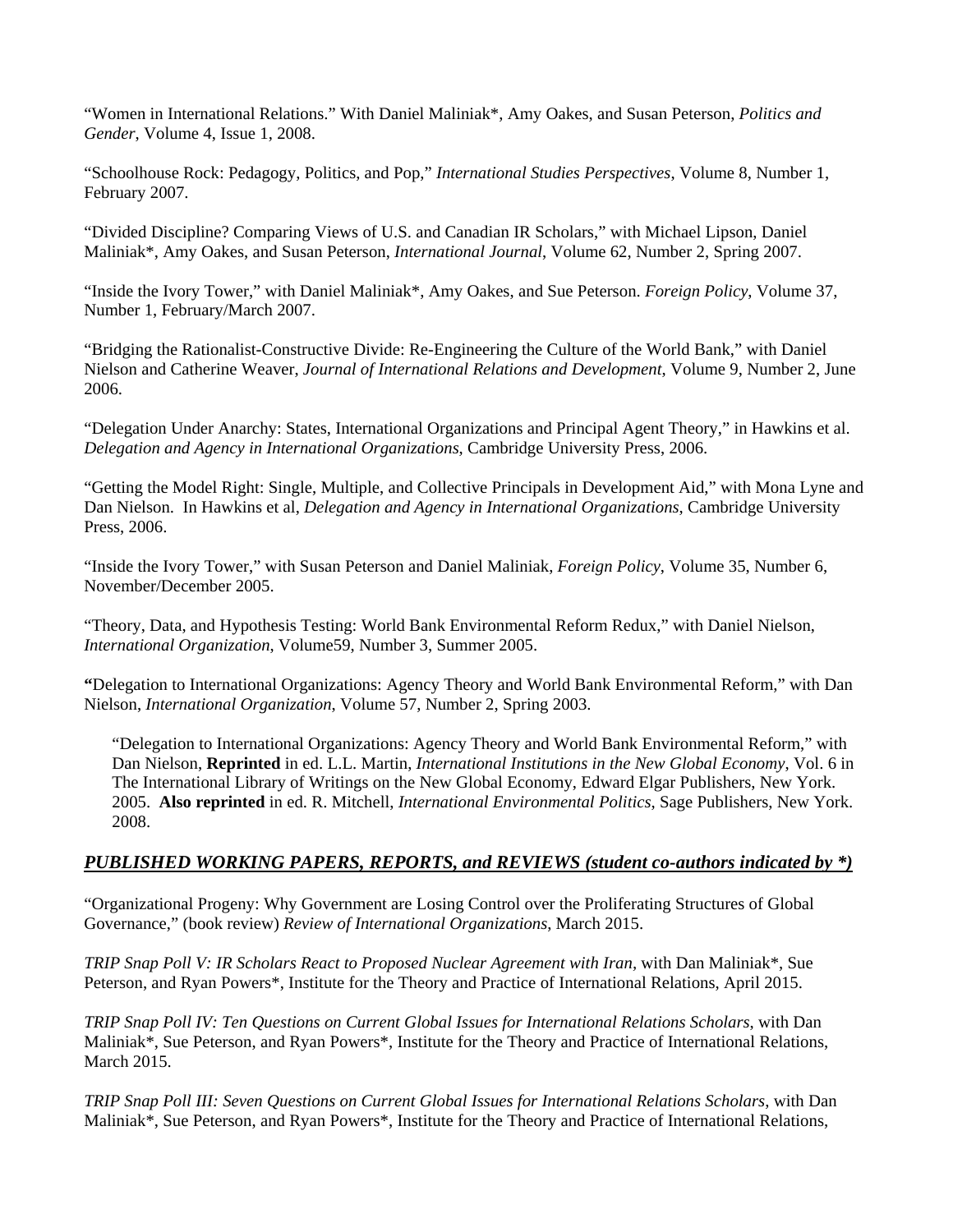"Women in International Relations." With Daniel Maliniak*, Amy Oakes, and Susan Peterson, *Politics and Gender*, Volume 4, Issue 1, 2008.

"Schoolhouse Rock: Pedagogy, Politics, and Pop," *International Studies Perspectives*, Volume 8, Number 1, February 2007.

"Divided Discipline? Comparing Views of U.S. and Canadian IR Scholars," with Michael Lipson, Daniel Maliniak*, Amy Oakes, and Susan Peterson, *International Journal*, Volume 62, Number 2, Spring 2007.

"Inside the Ivory Tower," with Daniel Maliniak*, Amy Oakes, and Sue Peterson. *Foreign Policy*, Volume 37, Number 1, February/March 2007.

"Bridging the Rationalist-Constructive Divide: Re-Engineering the Culture of the World Bank," with Daniel Nielson and Catherine Weaver, *Journal of International Relations and Development*, Volume 9, Number 2, June 2006.

"Delegation Under Anarchy: States, International Organizations and Principal Agent Theory," in Hawkins et al. *Delegation and Agency in International Organizations*, Cambridge University Press, 2006.

"Getting the Model Right: Single, Multiple, and Collective Principals in Development Aid," with Mona Lyne and Dan Nielson. In Hawkins et al, *Delegation and Agency in International Organizations*, Cambridge University Press, 2006.

"Inside the Ivory Tower," with Susan Peterson and Daniel Maliniak, *Foreign Policy*, Volume 35, Number 6, November/December 2005.

"Theory, Data, and Hypothesis Testing: World Bank Environmental Reform Redux," with Daniel Nielson, *International Organization*, Volume59, Number 3, Summer 2005.

**"**Delegation to International Organizations: Agency Theory and World Bank Environmental Reform," with Dan Nielson, *International Organization*, Volume 57, Number 2, Spring 2003.

> "Delegation to International Organizations: Agency Theory and World Bank Environmental Reform," with Dan Nielson, **Reprinted** in ed. L.L. Martin, *International Institutions in the New Global Economy*, Vol. 6 in The International Library of Writings on the New Global Economy, Edward Elgar Publishers, New York. 2005. **Also reprinted** in ed. R. Mitchell, *International Environmental Politics*, Sage Publishers, New York. 2008.

## ***PUBLISHED WORKING PAPERS, REPORTS, and REVIEWS (student co-authors indicated by *)***

"Organizational Progeny: Why Government are Losing Control over the Proliferating Structures of Global Governance," (book review) *Review of International Organizations*, March 2015.

*TRIP Snap Poll V: IR Scholars React to Proposed Nuclear Agreement with Iran*, with Dan Maliniak*, Sue Peterson, and Ryan Powers*, Institute for the Theory and Practice of International Relations, April 2015.

*TRIP Snap Poll IV: Ten Questions on Current Global Issues for International Relations Scholars*, with Dan Maliniak*, Sue Peterson, and Ryan Powers*, Institute for the Theory and Practice of International Relations, March 2015.

*TRIP Snap Poll III: Seven Questions on Current Global Issues for International Relations Scholars*, with Dan Maliniak*, Sue Peterson, and Ryan Powers*, Institute for the Theory and Practice of International Relations,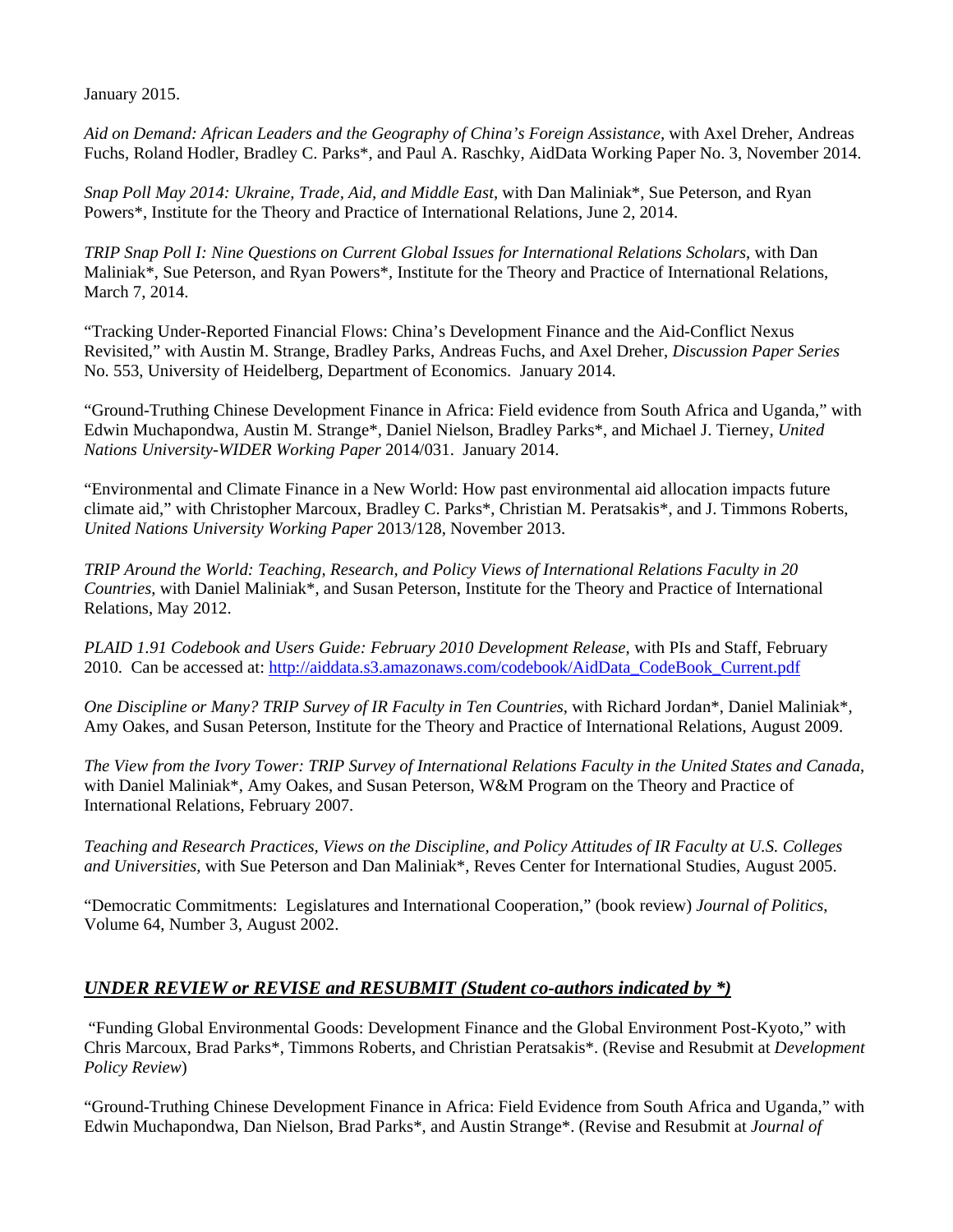January 2015.

*Aid on Demand: African Leaders and the Geography of China's Foreign Assistance,* with Axel Dreher, Andreas Fuchs, Roland Hodler, Bradley C. Parks*, and Paul A. Raschky, AidData Working Paper No. 3, November 2014.

*Snap Poll May 2014: Ukraine, Trade, Aid, and Middle East,* with Dan Maliniak*, Sue Peterson, and Ryan Powers*, Institute for the Theory and Practice of International Relations, June 2, 2014.

*TRIP Snap Poll I: Nine Questions on Current Global Issues for International Relations Scholars,* with Dan Maliniak*, Sue Peterson, and Ryan Powers*, Institute for the Theory and Practice of International Relations, March 7, 2014.

"Tracking Under-Reported Financial Flows: China's Development Finance and the Aid-Conflict Nexus Revisited," with Austin M. Strange, Bradley Parks, Andreas Fuchs, and Axel Dreher, *Discussion Paper Series* No. 553, University of Heidelberg, Department of Economics. January 2014.

"Ground-Truthing Chinese Development Finance in Africa: Field evidence from South Africa and Uganda," with Edwin Muchapondwa, Austin M. Strange*, Daniel Nielson, Bradley Parks*, and Michael J. Tierney, *United Nations University-WIDER Working Paper* 2014/031. January 2014.

"Environmental and Climate Finance in a New World: How past environmental aid allocation impacts future climate aid," with Christopher Marcoux, Bradley C. Parks*, Christian M. Peratsakis*, and J. Timmons Roberts, *United Nations University Working Paper* 2013/128, November 2013.

*TRIP Around the World: Teaching, Research, and Policy Views of International Relations Faculty in 20 Countries*, with Daniel Maliniak*, and Susan Peterson, Institute for the Theory and Practice of International Relations, May 2012.

*PLAID 1.91 Codebook and Users Guide: February 2010 Development Release,* with PIs and Staff, February 2010. Can be accessed at: [http://aiddata.s3.amazonaws.com/codebook/AidData_CodeBook_Current.pdf](http://aiddata.s3.amazonaws.com/codebook/AidData_CodeBook_Current.pdf)

*One Discipline or Many? TRIP Survey of IR Faculty in Ten Countries*, with Richard Jordan*, Daniel Maliniak*, Amy Oakes, and Susan Peterson, Institute for the Theory and Practice of International Relations, August 2009.

*The View from the Ivory Tower: TRIP Survey of International Relations Faculty in the United States and Canada*, with Daniel Maliniak*, Amy Oakes, and Susan Peterson, W&M Program on the Theory and Practice of International Relations, February 2007.

*Teaching and Research Practices, Views on the Discipline, and Policy Attitudes of IR Faculty at U.S. Colleges and Universities*, with Sue Peterson and Dan Maliniak*, Reves Center for International Studies, August 2005.

"Democratic Commitments: Legislatures and International Cooperation," (book review) *Journal of Politics*, Volume 64, Number 3, August 2002.

## ***UNDER REVIEW or REVISE and RESUBMIT (Student co-authors indicated by *)***

"Funding Global Environmental Goods: Development Finance and the Global Environment Post-Kyoto," with Chris Marcoux, Brad Parks*, Timmons Roberts, and Christian Peratsakis*. (Revise and Resubmit at *Development Policy Review*)

"Ground-Truthing Chinese Development Finance in Africa: Field Evidence from South Africa and Uganda," with Edwin Muchapondwa, Dan Nielson, Brad Parks*, and Austin Strange*. (Revise and Resubmit at *Journal of*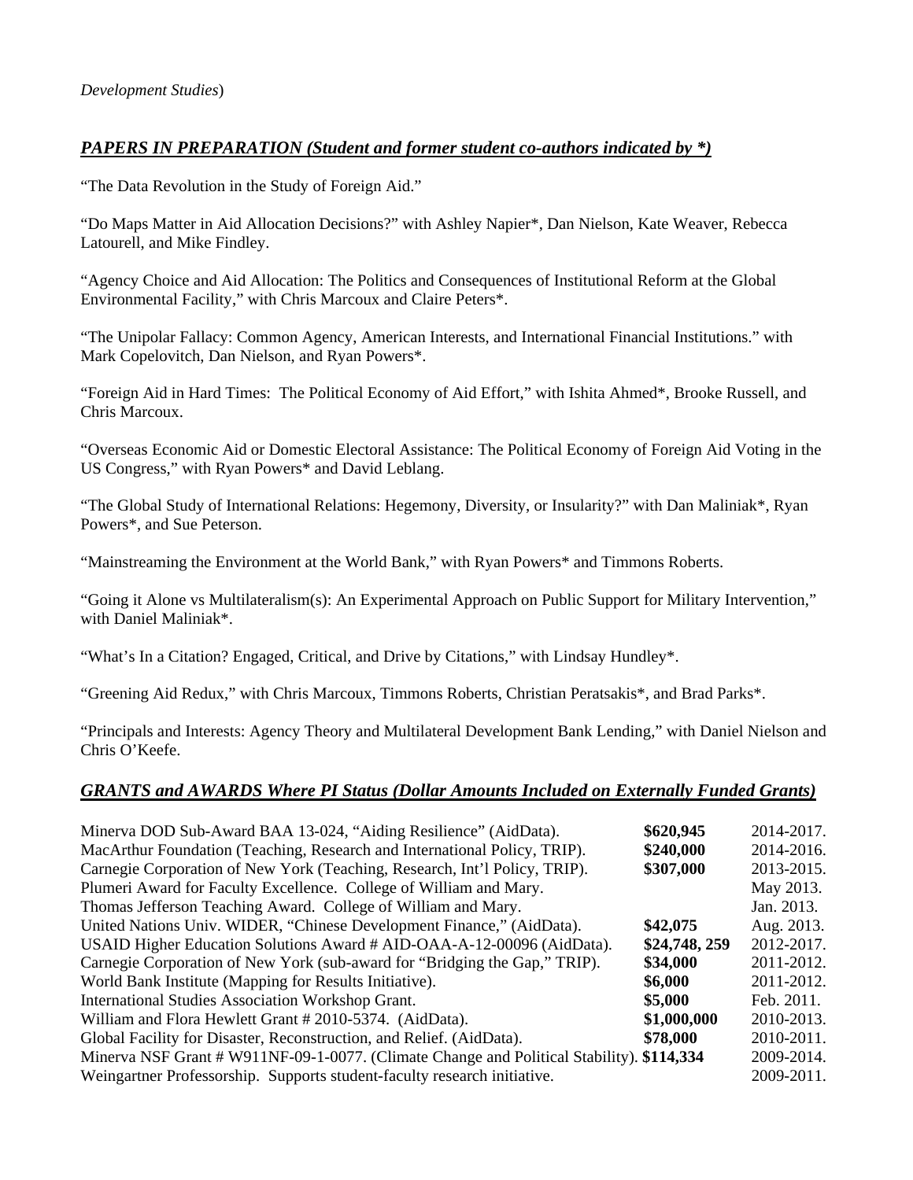*Development Studies*)

## ***PAPERS IN PREPARATION (Student and former student co-authors indicated by *)***

"The Data Revolution in the Study of Foreign Aid."

"Do Maps Matter in Aid Allocation Decisions?" with Ashley Napier*, Dan Nielson, Kate Weaver, Rebecca Latourell, and Mike Findley.

"Agency Choice and Aid Allocation: The Politics and Consequences of Institutional Reform at the Global Environmental Facility," with Chris Marcoux and Claire Peters*.

"The Unipolar Fallacy: Common Agency, American Interests, and International Financial Institutions." with Mark Copelovitch, Dan Nielson, and Ryan Powers*.

"Foreign Aid in Hard Times: The Political Economy of Aid Effort," with Ishita Ahmed*, Brooke Russell, and Chris Marcoux.

"Overseas Economic Aid or Domestic Electoral Assistance: The Political Economy of Foreign Aid Voting in the US Congress," with Ryan Powers* and David Leblang.

"The Global Study of International Relations: Hegemony, Diversity, or Insularity?" with Dan Maliniak*, Ryan Powers*, and Sue Peterson.

"Mainstreaming the Environment at the World Bank," with Ryan Powers* and Timmons Roberts.

"Going it Alone vs Multilateralism(s): An Experimental Approach on Public Support for Military Intervention," with Daniel Maliniak*.

"What's In a Citation? Engaged, Critical, and Drive by Citations," with Lindsay Hundley*.

"Greening Aid Redux," with Chris Marcoux, Timmons Roberts, Christian Peratsakis*, and Brad Parks*.

"Principals and Interests: Agency Theory and Multilateral Development Bank Lending," with Daniel Nielson and Chris O'Keefe.

## ***GRANTS and AWARDS Where PI Status (Dollar Amounts Included on Externally Funded Grants)***

| | | |
|---|---|---|
| Minerva DOD Sub-Award BAA 13-024, "Aiding Resilience" (AidData). | **$620,945** | 2014-2017. |
| MacArthur Foundation (Teaching, Research and International Policy, TRIP). | **$240,000** | 2014-2016. |
| Carnegie Corporation of New York (Teaching, Research, Int'l Policy, TRIP). | **$307,000** | 2013-2015. |
| Plumeri Award for Faculty Excellence. College of William and Mary. | | May 2013. |
| Thomas Jefferson Teaching Award. College of William and Mary. | | Jan. 2013. |
| United Nations Univ. WIDER, "Chinese Development Finance," (AidData). | **$42,075** | Aug. 2013. |
| USAID Higher Education Solutions Award # AID-OAA-A-12-00096 (AidData). | **$24,748, 259** | 2012-2017. |
| Carnegie Corporation of New York (sub-award for "Bridging the Gap," TRIP). | **$34,000** | 2011-2012. |
| World Bank Institute (Mapping for Results Initiative). | **$6,000** | 2011-2012. |
| International Studies Association Workshop Grant. | **$5,000** | Feb. 2011. |
| William and Flora Hewlett Grant # 2010-5374. (AidData). | **$1,000,000** | 2010-2013. |
| Global Facility for Disaster, Reconstruction, and Relief. (AidData). | **$78,000** | 2010-2011. |
| Minerva NSF Grant # W911NF-09-1-0077. (Climate Change and Political Stability). | **$114,334** | 2009-2014. |
| Weingartner Professorship. Supports student-faculty research initiative. | | 2009-2011. |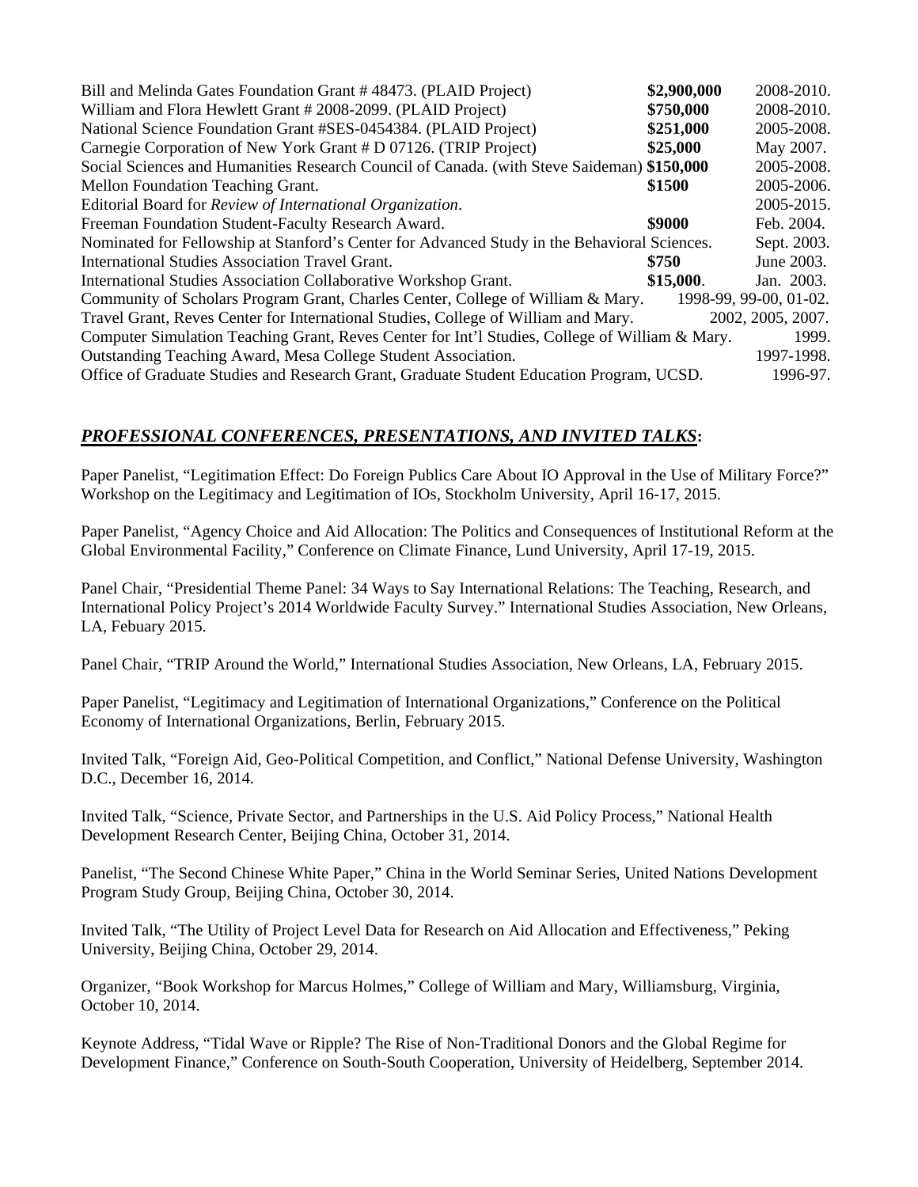| | | |
|---|---|---|
| Bill and Melinda Gates Foundation Grant # 48473. (PLAID Project) | **$2,900,000** | 2008-2010. |
| William and Flora Hewlett Grant # 2008-2099. (PLAID Project) | **$750,000** | 2008-2010. |
| National Science Foundation Grant #SES-0454384. (PLAID Project) | **$251,000** | 2005-2008. |
| Carnegie Corporation of New York Grant # D 07126. (TRIP Project) | **$25,000** | May 2007. |
| Social Sciences and Humanities Research Council of Canada. (with Steve Saideman) | **$150,000** | 2005-2008. |
| Mellon Foundation Teaching Grant. | **$1500** | 2005-2006. |
| Editorial Board for *Review of International Organization*. | | 2005-2015. |
| Freeman Foundation Student-Faculty Research Award. | **$9000** | Feb. 2004. |
| Nominated for Fellowship at Stanford's Center for Advanced Study in the Behavioral Sciences. | | Sept. 2003. |
| International Studies Association Travel Grant. | **$750** | June 2003. |
| International Studies Association Collaborative Workshop Grant. | **$15,000**. | Jan. 2003. |
| Community of Scholars Program Grant, Charles Center, College of William & Mary. | | 1998-99, 99-00, 01-02. |
| Travel Grant, Reves Center for International Studies, College of William and Mary. | | 2002, 2005, 2007. |
| Computer Simulation Teaching Grant, Reves Center for Int'l Studies, College of William & Mary. | | 1999. |
| Outstanding Teaching Award, Mesa College Student Association. | | 1997-1998. |
| Office of Graduate Studies and Research Grant, Graduate Student Education Program, UCSD. | | 1996-97. |

## ***PROFESSIONAL CONFERENCES, PRESENTATIONS, AND INVITED TALKS*:**

Paper Panelist, "Legitimation Effect: Do Foreign Publics Care About IO Approval in the Use of Military Force?" Workshop on the Legitimacy and Legitimation of IOs, Stockholm University, April 16-17, 2015.

Paper Panelist, "Agency Choice and Aid Allocation: The Politics and Consequences of Institutional Reform at the Global Environmental Facility," Conference on Climate Finance, Lund University, April 17-19, 2015.

Panel Chair, "Presidential Theme Panel: 34 Ways to Say International Relations: The Teaching, Research, and International Policy Project's 2014 Worldwide Faculty Survey." International Studies Association, New Orleans, LA, Febuary 2015.

Panel Chair, "TRIP Around the World," International Studies Association, New Orleans, LA, February 2015.

Paper Panelist, "Legitimacy and Legitimation of International Organizations," Conference on the Political Economy of International Organizations, Berlin, February 2015.

Invited Talk, "Foreign Aid, Geo-Political Competition, and Conflict," National Defense University, Washington D.C., December 16, 2014.

Invited Talk, "Science, Private Sector, and Partnerships in the U.S. Aid Policy Process," National Health Development Research Center, Beijing China, October 31, 2014.

Panelist, "The Second Chinese White Paper," China in the World Seminar Series, United Nations Development Program Study Group, Beijing China, October 30, 2014.

Invited Talk, "The Utility of Project Level Data for Research on Aid Allocation and Effectiveness," Peking University, Beijing China, October 29, 2014.

Organizer, "Book Workshop for Marcus Holmes," College of William and Mary, Williamsburg, Virginia, October 10, 2014.

Keynote Address, "Tidal Wave or Ripple? The Rise of Non-Traditional Donors and the Global Regime for Development Finance," Conference on South-South Cooperation, University of Heidelberg, September 2014.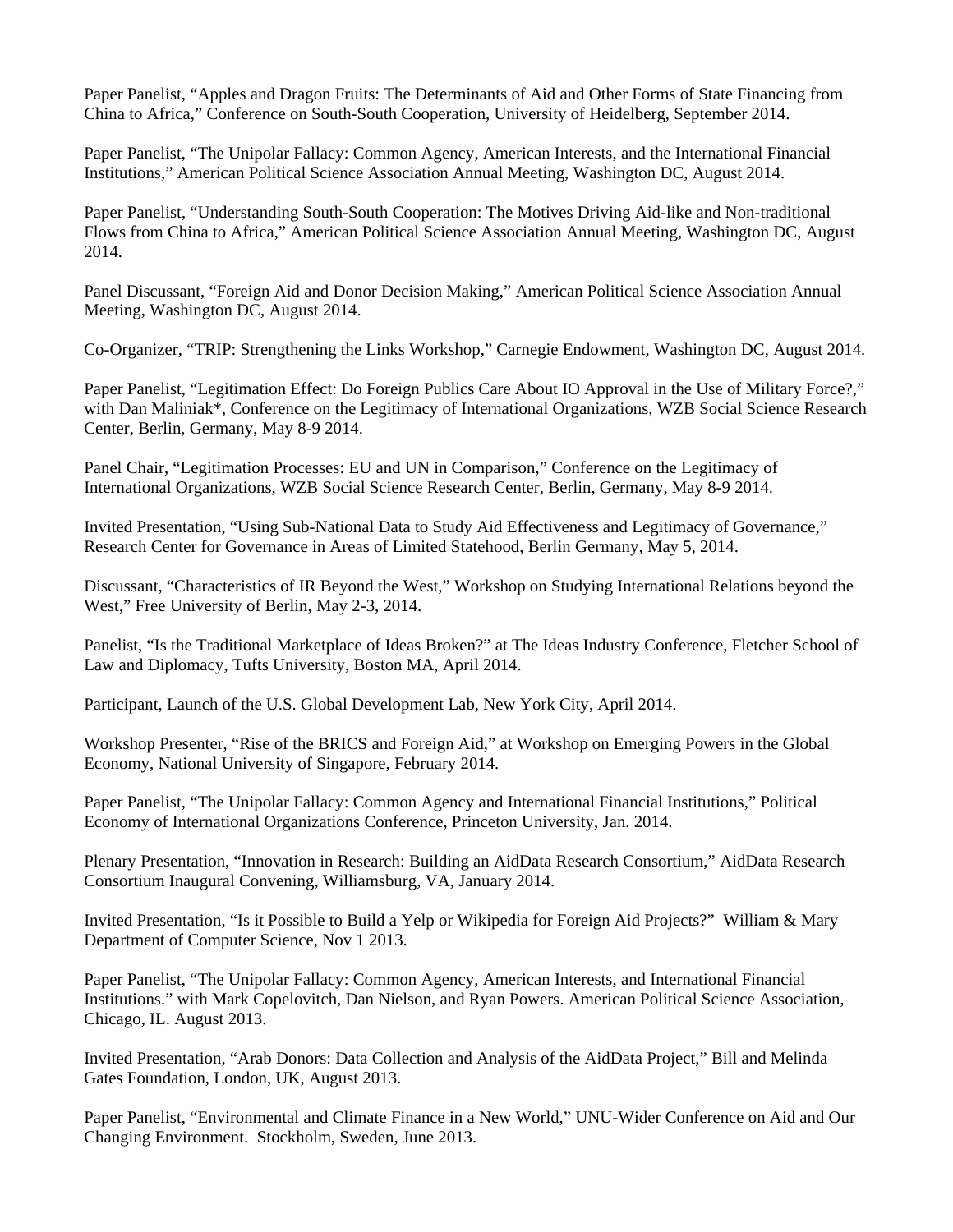Paper Panelist, "Apples and Dragon Fruits: The Determinants of Aid and Other Forms of State Financing from China to Africa," Conference on South-South Cooperation, University of Heidelberg, September 2014.

Paper Panelist, "The Unipolar Fallacy: Common Agency, American Interests, and the International Financial Institutions," American Political Science Association Annual Meeting, Washington DC, August 2014.

Paper Panelist, "Understanding South-South Cooperation: The Motives Driving Aid-like and Non-traditional Flows from China to Africa," American Political Science Association Annual Meeting, Washington DC, August 2014.

Panel Discussant, "Foreign Aid and Donor Decision Making," American Political Science Association Annual Meeting, Washington DC, August 2014.

Co-Organizer, "TRIP: Strengthening the Links Workshop," Carnegie Endowment, Washington DC, August 2014.

Paper Panelist, "Legitimation Effect: Do Foreign Publics Care About IO Approval in the Use of Military Force?," with Dan Maliniak*, Conference on the Legitimacy of International Organizations, WZB Social Science Research Center, Berlin, Germany, May 8-9 2014.

Panel Chair, "Legitimation Processes: EU and UN in Comparison," Conference on the Legitimacy of International Organizations, WZB Social Science Research Center, Berlin, Germany, May 8-9 2014.

Invited Presentation, "Using Sub-National Data to Study Aid Effectiveness and Legitimacy of Governance," Research Center for Governance in Areas of Limited Statehood, Berlin Germany, May 5, 2014.

Discussant, "Characteristics of IR Beyond the West," Workshop on Studying International Relations beyond the West," Free University of Berlin, May 2-3, 2014.

Panelist, "Is the Traditional Marketplace of Ideas Broken?" at The Ideas Industry Conference, Fletcher School of Law and Diplomacy, Tufts University, Boston MA, April 2014.

Participant, Launch of the U.S. Global Development Lab, New York City, April 2014.

Workshop Presenter, "Rise of the BRICS and Foreign Aid," at Workshop on Emerging Powers in the Global Economy, National University of Singapore, February 2014.

Paper Panelist, "The Unipolar Fallacy: Common Agency and International Financial Institutions," Political Economy of International Organizations Conference, Princeton University, Jan. 2014.

Plenary Presentation, "Innovation in Research: Building an AidData Research Consortium," AidData Research Consortium Inaugural Convening, Williamsburg, VA, January 2014.

Invited Presentation, "Is it Possible to Build a Yelp or Wikipedia for Foreign Aid Projects?" William & Mary Department of Computer Science, Nov 1 2013.

Paper Panelist, "The Unipolar Fallacy: Common Agency, American Interests, and International Financial Institutions." with Mark Copelovitch, Dan Nielson, and Ryan Powers. American Political Science Association, Chicago, IL. August 2013.

Invited Presentation, "Arab Donors: Data Collection and Analysis of the AidData Project," Bill and Melinda Gates Foundation, London, UK, August 2013.

Paper Panelist, "Environmental and Climate Finance in a New World," UNU-Wider Conference on Aid and Our Changing Environment. Stockholm, Sweden, June 2013.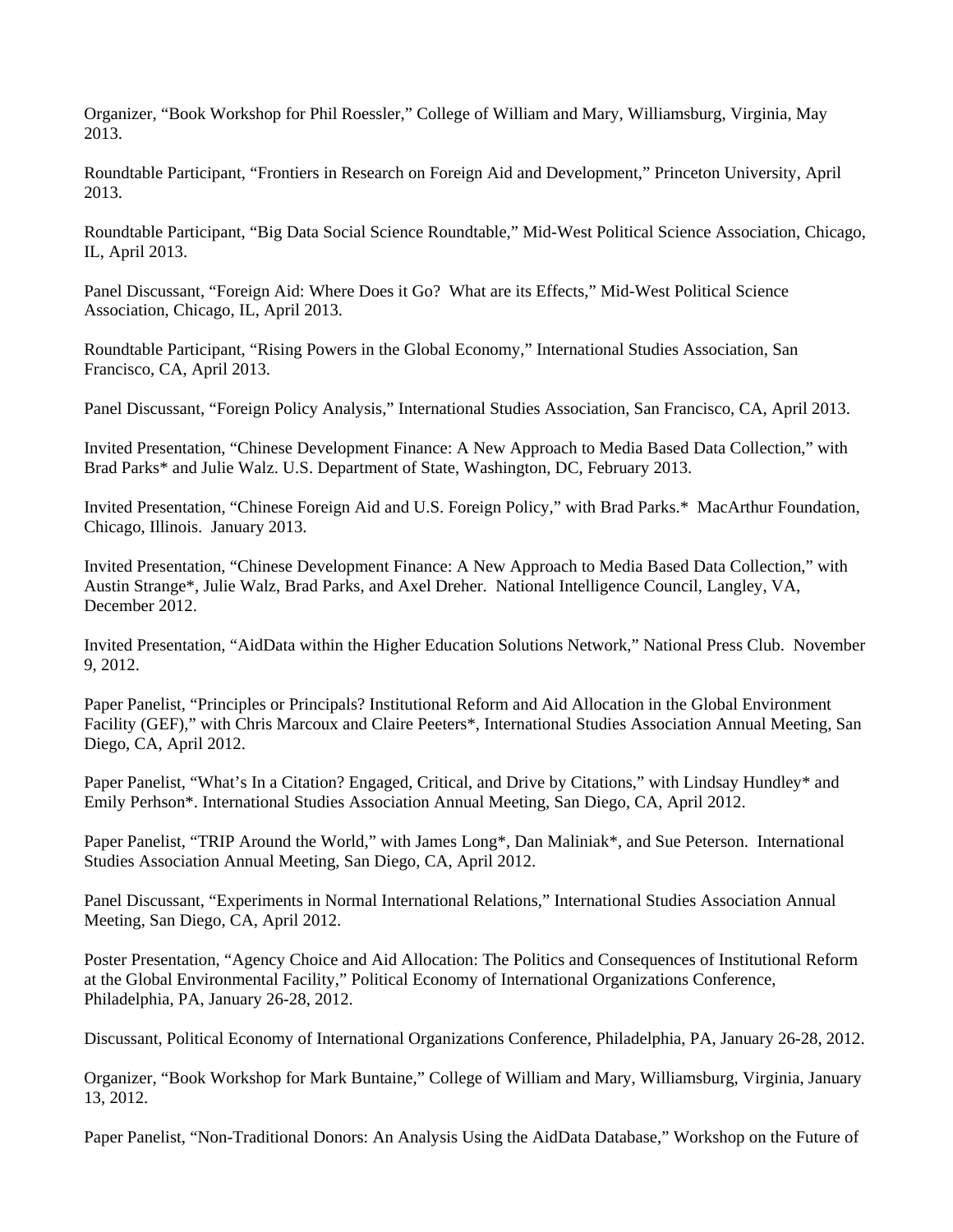Organizer, "Book Workshop for Phil Roessler," College of William and Mary, Williamsburg, Virginia, May 2013.

Roundtable Participant, "Frontiers in Research on Foreign Aid and Development," Princeton University, April 2013.

Roundtable Participant, "Big Data Social Science Roundtable," Mid-West Political Science Association, Chicago, IL, April 2013.

Panel Discussant, "Foreign Aid: Where Does it Go? What are its Effects," Mid-West Political Science Association, Chicago, IL, April 2013.

Roundtable Participant, "Rising Powers in the Global Economy," International Studies Association, San Francisco, CA, April 2013.

Panel Discussant, "Foreign Policy Analysis," International Studies Association, San Francisco, CA, April 2013.

Invited Presentation, "Chinese Development Finance: A New Approach to Media Based Data Collection," with Brad Parks* and Julie Walz. U.S. Department of State, Washington, DC, February 2013.

Invited Presentation, "Chinese Foreign Aid and U.S. Foreign Policy," with Brad Parks.* MacArthur Foundation, Chicago, Illinois. January 2013.

Invited Presentation, "Chinese Development Finance: A New Approach to Media Based Data Collection," with Austin Strange*, Julie Walz, Brad Parks, and Axel Dreher. National Intelligence Council, Langley, VA, December 2012.

Invited Presentation, "AidData within the Higher Education Solutions Network," National Press Club. November 9, 2012.

Paper Panelist, "Principles or Principals? Institutional Reform and Aid Allocation in the Global Environment Facility (GEF)," with Chris Marcoux and Claire Peeters*, International Studies Association Annual Meeting, San Diego, CA, April 2012.

Paper Panelist, "What's In a Citation? Engaged, Critical, and Drive by Citations," with Lindsay Hundley* and Emily Perhson*. International Studies Association Annual Meeting, San Diego, CA, April 2012.

Paper Panelist, "TRIP Around the World," with James Long*, Dan Maliniak*, and Sue Peterson. International Studies Association Annual Meeting, San Diego, CA, April 2012.

Panel Discussant, "Experiments in Normal International Relations," International Studies Association Annual Meeting, San Diego, CA, April 2012.

Poster Presentation, "Agency Choice and Aid Allocation: The Politics and Consequences of Institutional Reform at the Global Environmental Facility," Political Economy of International Organizations Conference, Philadelphia, PA, January 26-28, 2012.

Discussant, Political Economy of International Organizations Conference, Philadelphia, PA, January 26-28, 2012.

Organizer, "Book Workshop for Mark Buntaine," College of William and Mary, Williamsburg, Virginia, January 13, 2012.

Paper Panelist, "Non-Traditional Donors: An Analysis Using the AidData Database," Workshop on the Future of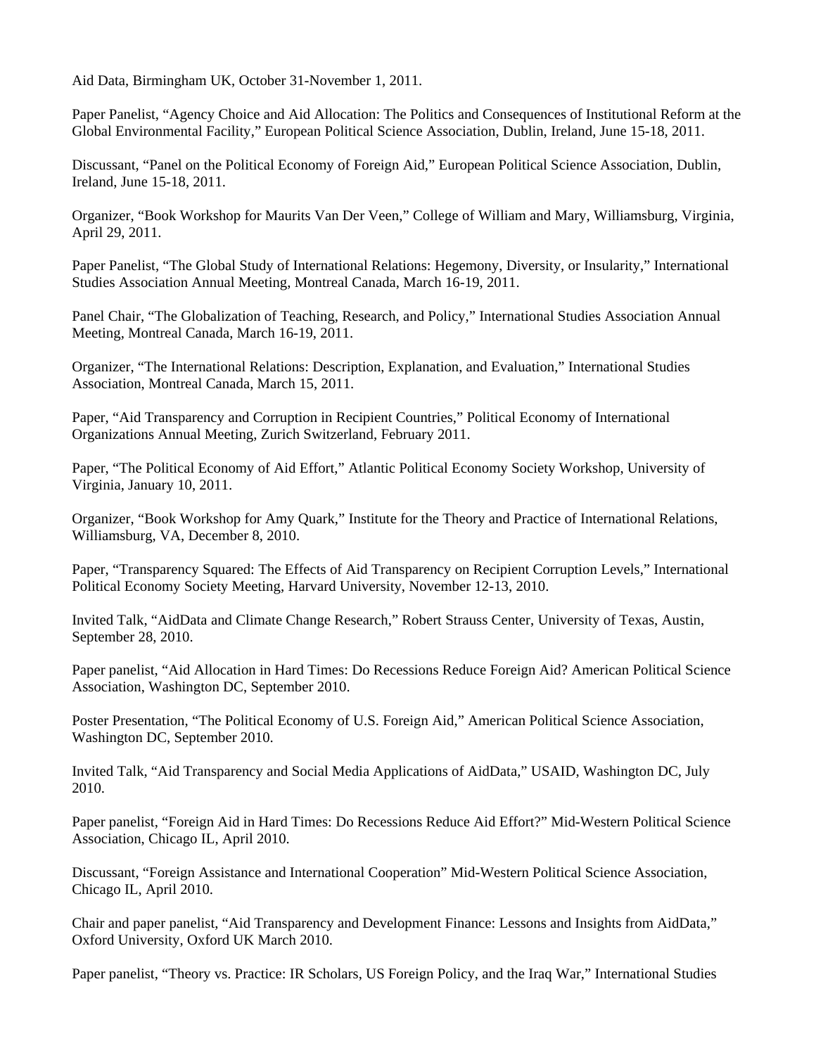Aid Data, Birmingham UK, October 31-November 1, 2011.

Paper Panelist, "Agency Choice and Aid Allocation: The Politics and Consequences of Institutional Reform at the Global Environmental Facility," European Political Science Association, Dublin, Ireland, June 15-18, 2011.

Discussant, "Panel on the Political Economy of Foreign Aid," European Political Science Association, Dublin, Ireland, June 15-18, 2011.

Organizer, "Book Workshop for Maurits Van Der Veen," College of William and Mary, Williamsburg, Virginia, April 29, 2011.

Paper Panelist, "The Global Study of International Relations: Hegemony, Diversity, or Insularity," International Studies Association Annual Meeting, Montreal Canada, March 16-19, 2011.

Panel Chair, "The Globalization of Teaching, Research, and Policy," International Studies Association Annual Meeting, Montreal Canada, March 16-19, 2011.

Organizer, "The International Relations: Description, Explanation, and Evaluation," International Studies Association, Montreal Canada, March 15, 2011.

Paper, "Aid Transparency and Corruption in Recipient Countries," Political Economy of International Organizations Annual Meeting, Zurich Switzerland, February 2011.

Paper, "The Political Economy of Aid Effort," Atlantic Political Economy Society Workshop, University of Virginia, January 10, 2011.

Organizer, "Book Workshop for Amy Quark," Institute for the Theory and Practice of International Relations, Williamsburg, VA, December 8, 2010.

Paper, "Transparency Squared: The Effects of Aid Transparency on Recipient Corruption Levels," International Political Economy Society Meeting, Harvard University, November 12-13, 2010.

Invited Talk, "AidData and Climate Change Research," Robert Strauss Center, University of Texas, Austin, September 28, 2010.

Paper panelist, "Aid Allocation in Hard Times: Do Recessions Reduce Foreign Aid? American Political Science Association, Washington DC, September 2010.

Poster Presentation, "The Political Economy of U.S. Foreign Aid," American Political Science Association, Washington DC, September 2010.

Invited Talk, "Aid Transparency and Social Media Applications of AidData," USAID, Washington DC, July 2010.

Paper panelist, "Foreign Aid in Hard Times: Do Recessions Reduce Aid Effort?" Mid-Western Political Science Association, Chicago IL, April 2010.

Discussant, "Foreign Assistance and International Cooperation" Mid-Western Political Science Association, Chicago IL, April 2010.

Chair and paper panelist, "Aid Transparency and Development Finance: Lessons and Insights from AidData," Oxford University, Oxford UK March 2010.

Paper panelist, "Theory vs. Practice: IR Scholars, US Foreign Policy, and the Iraq War," International Studies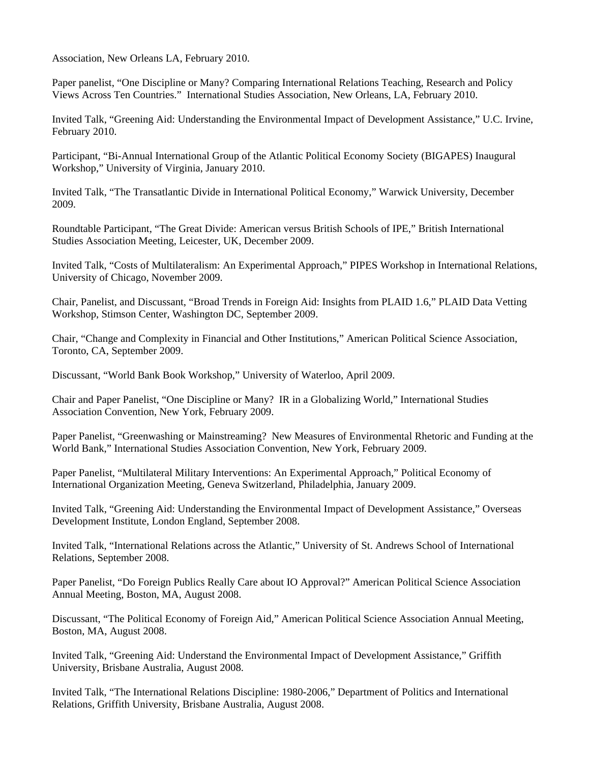Association, New Orleans LA, February 2010.

Paper panelist, “One Discipline or Many? Comparing International Relations Teaching, Research and Policy Views Across Ten Countries.” International Studies Association, New Orleans, LA, February 2010.

Invited Talk, “Greening Aid: Understanding the Environmental Impact of Development Assistance,” U.C. Irvine, February 2010.

Participant, “Bi-Annual International Group of the Atlantic Political Economy Society (BIGAPES) Inaugural Workshop,” University of Virginia, January 2010.

Invited Talk, “The Transatlantic Divide in International Political Economy,” Warwick University, December 2009.

Roundtable Participant, “The Great Divide: American versus British Schools of IPE,” British International Studies Association Meeting, Leicester, UK, December 2009.

Invited Talk, “Costs of Multilateralism: An Experimental Approach,” PIPES Workshop in International Relations, University of Chicago, November 2009.

Chair, Panelist, and Discussant, “Broad Trends in Foreign Aid: Insights from PLAID 1.6,” PLAID Data Vetting Workshop, Stimson Center, Washington DC, September 2009.

Chair, “Change and Complexity in Financial and Other Institutions,” American Political Science Association, Toronto, CA, September 2009.

Discussant, “World Bank Book Workshop,” University of Waterloo, April 2009.

Chair and Paper Panelist, “One Discipline or Many? IR in a Globalizing World,” International Studies Association Convention, New York, February 2009.

Paper Panelist, “Greenwashing or Mainstreaming? New Measures of Environmental Rhetoric and Funding at the World Bank,” International Studies Association Convention, New York, February 2009.

Paper Panelist, “Multilateral Military Interventions: An Experimental Approach,” Political Economy of International Organization Meeting, Geneva Switzerland, Philadelphia, January 2009.

Invited Talk, “Greening Aid: Understanding the Environmental Impact of Development Assistance,” Overseas Development Institute, London England, September 2008.

Invited Talk, “International Relations across the Atlantic,” University of St. Andrews School of International Relations, September 2008.

Paper Panelist, “Do Foreign Publics Really Care about IO Approval?” American Political Science Association Annual Meeting, Boston, MA, August 2008.

Discussant, “The Political Economy of Foreign Aid,” American Political Science Association Annual Meeting, Boston, MA, August 2008.

Invited Talk, “Greening Aid: Understand the Environmental Impact of Development Assistance,” Griffith University, Brisbane Australia, August 2008.

Invited Talk, “The International Relations Discipline: 1980-2006,” Department of Politics and International Relations, Griffith University, Brisbane Australia, August 2008.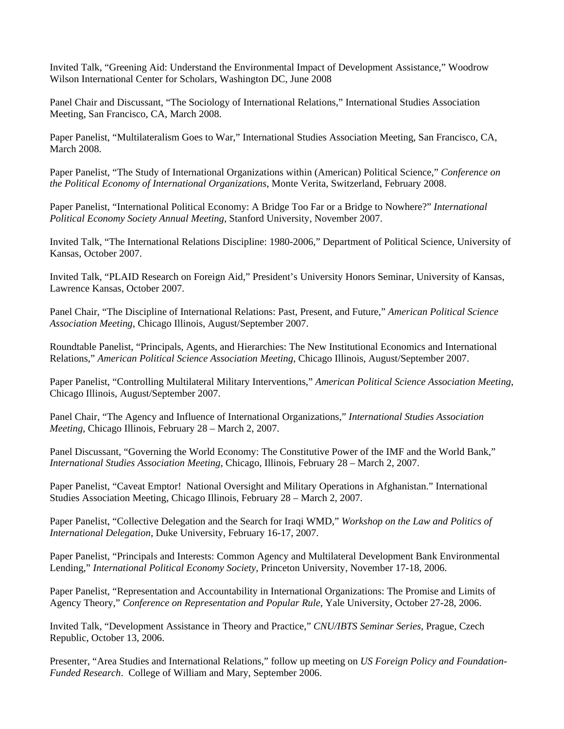Invited Talk, “Greening Aid: Understand the Environmental Impact of Development Assistance,” Woodrow Wilson International Center for Scholars, Washington DC, June 2008

Panel Chair and Discussant, “The Sociology of International Relations,” International Studies Association Meeting, San Francisco, CA, March 2008.

Paper Panelist, “Multilateralism Goes to War,” International Studies Association Meeting, San Francisco, CA, March 2008.

Paper Panelist, “The Study of International Organizations within (American) Political Science,” *Conference on the Political Economy of International Organizations*, Monte Verita, Switzerland, February 2008.

Paper Panelist, “International Political Economy: A Bridge Too Far or a Bridge to Nowhere?” *International Political Economy Society Annual Meeting*, Stanford University, November 2007.

Invited Talk, “The International Relations Discipline: 1980-2006,” Department of Political Science, University of Kansas, October 2007.

Invited Talk, “PLAID Research on Foreign Aid,” President’s University Honors Seminar, University of Kansas, Lawrence Kansas, October 2007.

Panel Chair, “The Discipline of International Relations: Past, Present, and Future,” *American Political Science Association Meeting*, Chicago Illinois, August/September 2007.

Roundtable Panelist, “Principals, Agents, and Hierarchies: The New Institutional Economics and International Relations,” *American Political Science Association Meeting*, Chicago Illinois, August/September 2007.

Paper Panelist, “Controlling Multilateral Military Interventions,” *American Political Science Association Meeting*, Chicago Illinois, August/September 2007.

Panel Chair, “The Agency and Influence of International Organizations,” *International Studies Association Meeting*, Chicago Illinois, February 28 – March 2, 2007.

Panel Discussant, “Governing the World Economy: The Constitutive Power of the IMF and the World Bank,” *International Studies Association Meeting*, Chicago, Illinois, February 28 – March 2, 2007.

Paper Panelist, “Caveat Emptor! National Oversight and Military Operations in Afghanistan.” International Studies Association Meeting, Chicago Illinois, February 28 – March 2, 2007.

Paper Panelist, “Collective Delegation and the Search for Iraqi WMD,” *Workshop on the Law and Politics of International Delegation*, Duke University, February 16-17, 2007.

Paper Panelist, “Principals and Interests: Common Agency and Multilateral Development Bank Environmental Lending,” *International Political Economy Society*, Princeton University, November 17-18, 2006.

Paper Panelist, “Representation and Accountability in International Organizations: The Promise and Limits of Agency Theory,” *Conference on Representation and Popular Rule*, Yale University, October 27-28, 2006.

Invited Talk, “Development Assistance in Theory and Practice,” *CNU/IBTS Seminar Series*, Prague, Czech Republic, October 13, 2006.

Presenter, “Area Studies and International Relations,” follow up meeting on *US Foreign Policy and Foundation-Funded Research*. College of William and Mary, September 2006.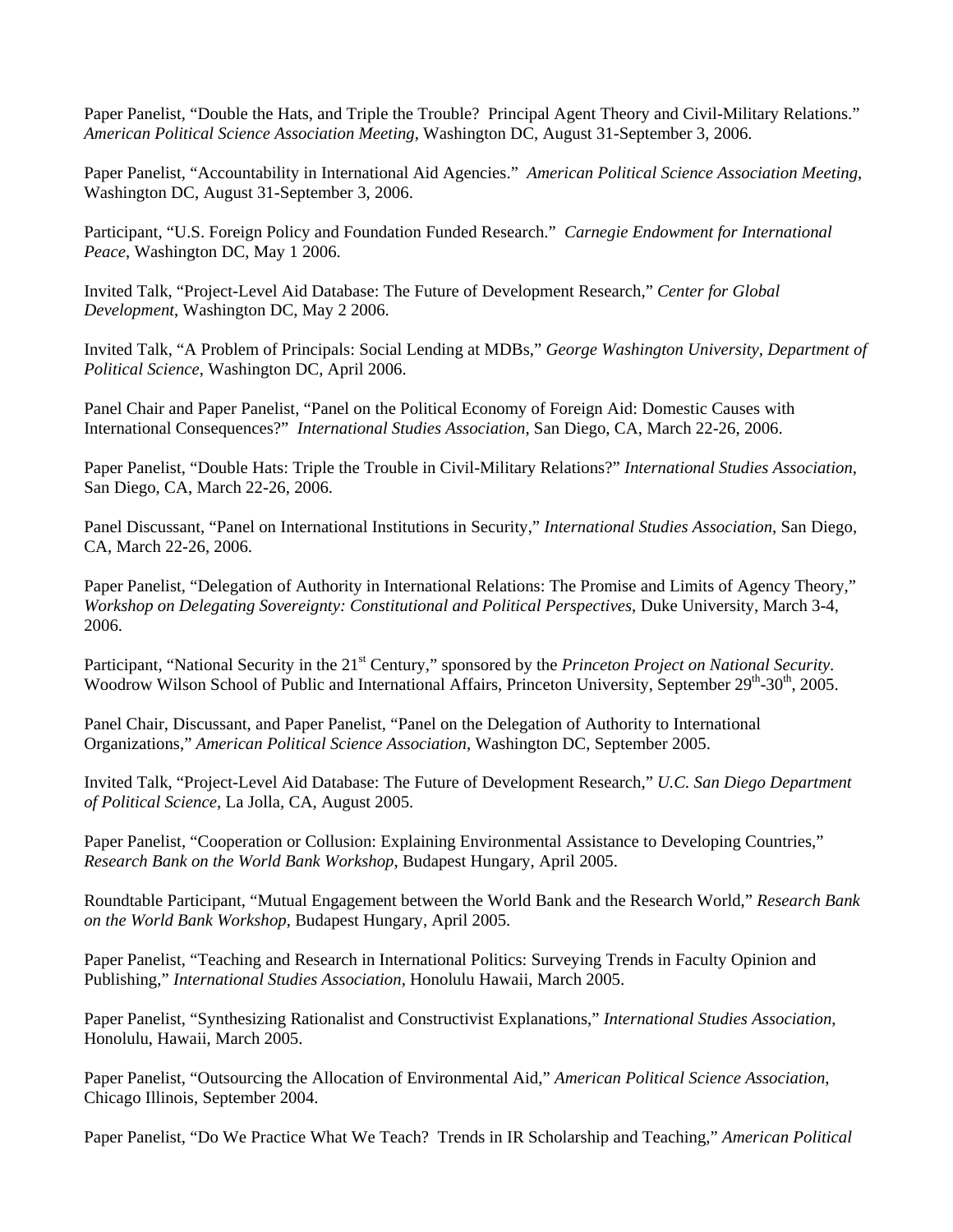Paper Panelist, "Double the Hats, and Triple the Trouble? Principal Agent Theory and Civil-Military Relations." *American Political Science Association Meeting*, Washington DC, August 31-September 3, 2006.

Paper Panelist, "Accountability in International Aid Agencies." *American Political Science Association Meeting*, Washington DC, August 31-September 3, 2006.

Participant, "U.S. Foreign Policy and Foundation Funded Research." *Carnegie Endowment for International Peace*, Washington DC, May 1 2006.

Invited Talk, "Project-Level Aid Database: The Future of Development Research," *Center for Global Development*, Washington DC, May 2 2006.

Invited Talk, "A Problem of Principals: Social Lending at MDBs," *George Washington University, Department of Political Science*, Washington DC, April 2006.

Panel Chair and Paper Panelist, "Panel on the Political Economy of Foreign Aid: Domestic Causes with International Consequences?" *International Studies Association*, San Diego, CA, March 22-26, 2006.

Paper Panelist, "Double Hats: Triple the Trouble in Civil-Military Relations?" *International Studies Association*, San Diego, CA, March 22-26, 2006.

Panel Discussant, "Panel on International Institutions in Security," *International Studies Association*, San Diego, CA, March 22-26, 2006.

Paper Panelist, "Delegation of Authority in International Relations: The Promise and Limits of Agency Theory," *Workshop on Delegating Sovereignty: Constitutional and Political Perspectives*, Duke University, March 3-4, 2006.

Participant, "National Security in the 21st Century," sponsored by the *Princeton Project on National Security*. Woodrow Wilson School of Public and International Affairs, Princeton University, September 29th-30th, 2005.

Panel Chair, Discussant, and Paper Panelist, "Panel on the Delegation of Authority to International Organizations," *American Political Science Association*, Washington DC, September 2005.

Invited Talk, "Project-Level Aid Database: The Future of Development Research," *U.C. San Diego Department of Political Science*, La Jolla, CA, August 2005.

Paper Panelist, "Cooperation or Collusion: Explaining Environmental Assistance to Developing Countries," *Research Bank on the World Bank Workshop*, Budapest Hungary, April 2005.

Roundtable Participant, "Mutual Engagement between the World Bank and the Research World," *Research Bank on the World Bank Workshop*, Budapest Hungary, April 2005.

Paper Panelist, "Teaching and Research in International Politics: Surveying Trends in Faculty Opinion and Publishing," *International Studies Association*, Honolulu Hawaii, March 2005.

Paper Panelist, "Synthesizing Rationalist and Constructivist Explanations," *International Studies Association*, Honolulu, Hawaii, March 2005.

Paper Panelist, "Outsourcing the Allocation of Environmental Aid," *American Political Science Association*, Chicago Illinois, September 2004.

Paper Panelist, "Do We Practice What We Teach? Trends in IR Scholarship and Teaching," *American Political*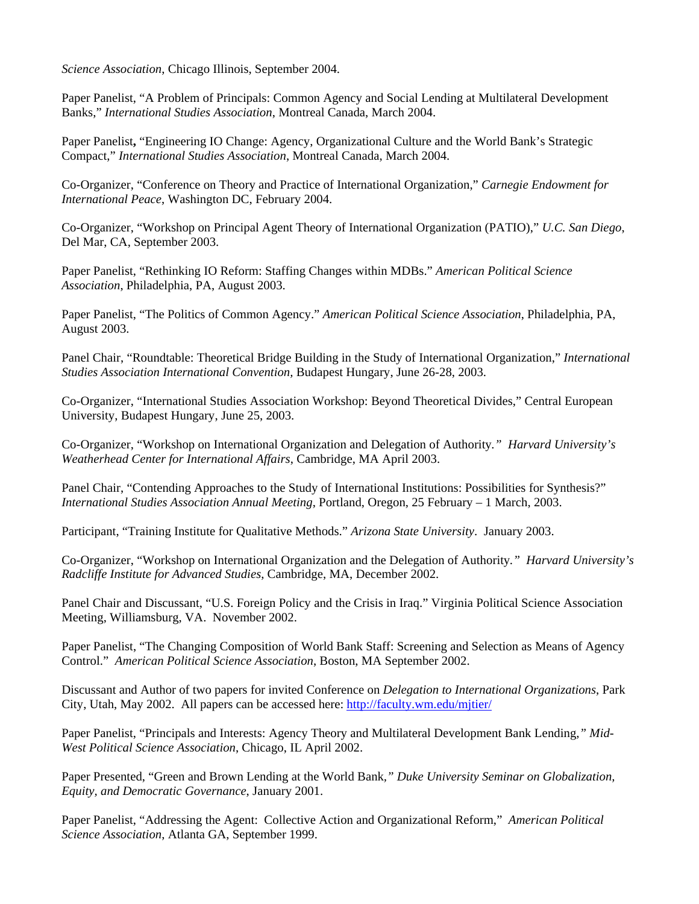*Science Association*, Chicago Illinois, September 2004.

Paper Panelist, "A Problem of Principals: Common Agency and Social Lending at Multilateral Development Banks," *International Studies Association*, Montreal Canada, March 2004.

Paper Panelist**,** "Engineering IO Change: Agency, Organizational Culture and the World Bank's Strategic Compact," *International Studies Association*, Montreal Canada, March 2004.

Co-Organizer, "Conference on Theory and Practice of International Organization," *Carnegie Endowment for International Peace*, Washington DC, February 2004.

Co-Organizer, "Workshop on Principal Agent Theory of International Organization (PATIO)," *U.C. San Diego*, Del Mar, CA, September 2003.

Paper Panelist, "Rethinking IO Reform: Staffing Changes within MDBs." *American Political Science Association*, Philadelphia, PA, August 2003.

Paper Panelist, "The Politics of Common Agency." *American Political Science Association*, Philadelphia, PA, August 2003.

Panel Chair, "Roundtable: Theoretical Bridge Building in the Study of International Organization," *International Studies Association International Convention,* Budapest Hungary, June 26-28, 2003.

Co-Organizer, "International Studies Association Workshop: Beyond Theoretical Divides," Central European University, Budapest Hungary, June 25, 2003.

Co-Organizer, "Workshop on International Organization and Delegation of Authority." *Harvard University's Weatherhead Center for International Affairs*, Cambridge, MA April 2003.

Panel Chair, "Contending Approaches to the Study of International Institutions: Possibilities for Synthesis?" *International Studies Association Annual Meeting*, Portland, Oregon, 25 February – 1 March, 2003.

Participant, "Training Institute for Qualitative Methods." *Arizona State University*. January 2003.

Co-Organizer, "Workshop on International Organization and the Delegation of Authority." *Harvard University's Radcliffe Institute for Advanced Studies,* Cambridge, MA, December 2002.

Panel Chair and Discussant, "U.S. Foreign Policy and the Crisis in Iraq." Virginia Political Science Association Meeting, Williamsburg, VA. November 2002.

Paper Panelist, "The Changing Composition of World Bank Staff: Screening and Selection as Means of Agency Control." *American Political Science Association*, Boston, MA September 2002.

Discussant and Author of two papers for invited Conference on *Delegation to International Organizations*, Park City, Utah, May 2002. All papers can be accessed here: [http://faculty.wm.edu/mjtier/](http://faculty.wm.edu/mjtier/)

Paper Panelist, "Principals and Interests: Agency Theory and Multilateral Development Bank Lending," *Mid-West Political Science Association*, Chicago, IL April 2002.

Paper Presented, "Green and Brown Lending at the World Bank," *Duke University Seminar on Globalization, Equity, and Democratic Governance*, January 2001.

Paper Panelist, "Addressing the Agent: Collective Action and Organizational Reform," *American Political Science Association*, Atlanta GA, September 1999.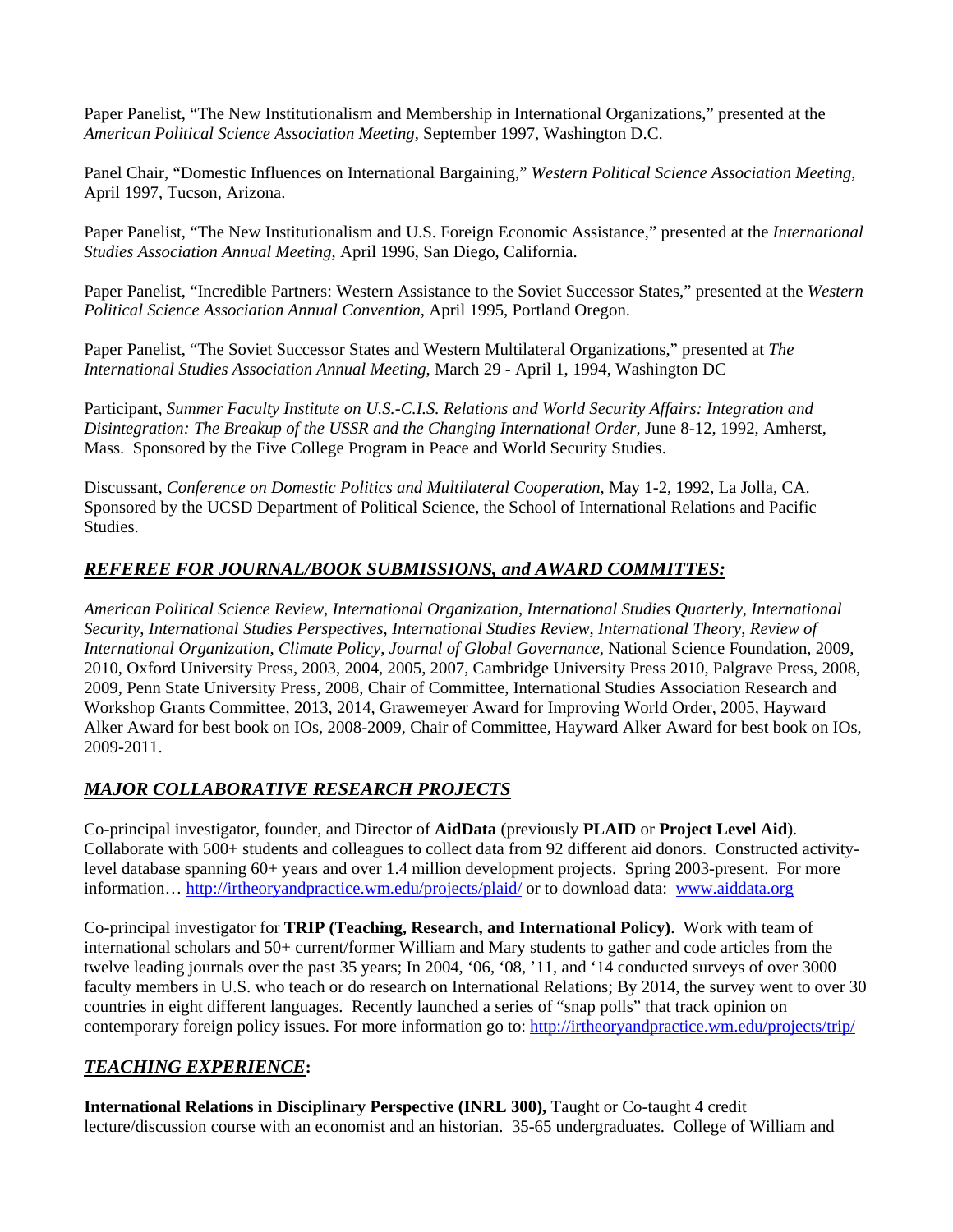Paper Panelist, "The New Institutionalism and Membership in International Organizations," presented at the *American Political Science Association Meeting*, September 1997, Washington D.C.

Panel Chair, "Domestic Influences on International Bargaining," *Western Political Science Association Meeting*, April 1997, Tucson, Arizona.

Paper Panelist, "The New Institutionalism and U.S. Foreign Economic Assistance," presented at the *International Studies Association Annual Meeting*, April 1996, San Diego, California.

Paper Panelist, "Incredible Partners: Western Assistance to the Soviet Successor States," presented at the *Western Political Science Association Annual Convention*, April 1995, Portland Oregon.

Paper Panelist, "The Soviet Successor States and Western Multilateral Organizations," presented at *The International Studies Association Annual Meeting*, March 29 - April 1, 1994, Washington DC

Participant, *Summer Faculty Institute on U.S.-C.I.S. Relations and World Security Affairs: Integration and Disintegration: The Breakup of the USSR and the Changing International Order*, June 8-12, 1992, Amherst, Mass. Sponsored by the Five College Program in Peace and World Security Studies.

Discussant, *Conference on Domestic Politics and Multilateral Cooperation*, May 1-2, 1992, La Jolla, CA. Sponsored by the UCSD Department of Political Science, the School of International Relations and Pacific Studies.

## *REFEREE FOR JOURNAL/BOOK SUBMISSIONS, and AWARD COMMITTES:*

*American Political Science Review*, *International Organization*, *International Studies Quarterly*, *International Security*, *International Studies Perspectives*, *International Studies Review*, *International Theory*, *Review of International Organization*, *Climate Policy*, *Journal of Global Governance*, National Science Foundation, 2009, 2010, Oxford University Press, 2003, 2004, 2005, 2007, Cambridge University Press 2010, Palgrave Press, 2008, 2009, Penn State University Press, 2008, Chair of Committee, International Studies Association Research and Workshop Grants Committee, 2013, 2014, Grawemeyer Award for Improving World Order, 2005, Hayward Alker Award for best book on IOs, 2008-2009, Chair of Committee, Hayward Alker Award for best book on IOs, 2009-2011.

## *MAJOR COLLABORATIVE RESEARCH PROJECTS*

Co-principal investigator, founder, and Director of **AidData** (previously **PLAID** or **Project Level Aid**). Collaborate with 500+ students and colleagues to collect data from 92 different aid donors. Constructed activity-level database spanning 60+ years and over 1.4 million development projects. Spring 2003-present. For more information… http://irtheoryandpractice.wm.edu/projects/plaid/ or to download data: www.aiddata.org

Co-principal investigator for **TRIP (Teaching, Research, and International Policy)**. Work with team of international scholars and 50+ current/former William and Mary students to gather and code articles from the twelve leading journals over the past 35 years; In 2004, '06, '08, '11, and '14 conducted surveys of over 3000 faculty members in U.S. who teach or do research on International Relations; By 2014, the survey went to over 30 countries in eight different languages. Recently launched a series of "snap polls" that track opinion on contemporary foreign policy issues. For more information go to: http://irtheoryandpractice.wm.edu/projects/trip/

## *TEACHING EXPERIENCE*:

**International Relations in Disciplinary Perspective (INRL 300),** Taught or Co-taught 4 credit lecture/discussion course with an economist and an historian. 35-65 undergraduates. College of William and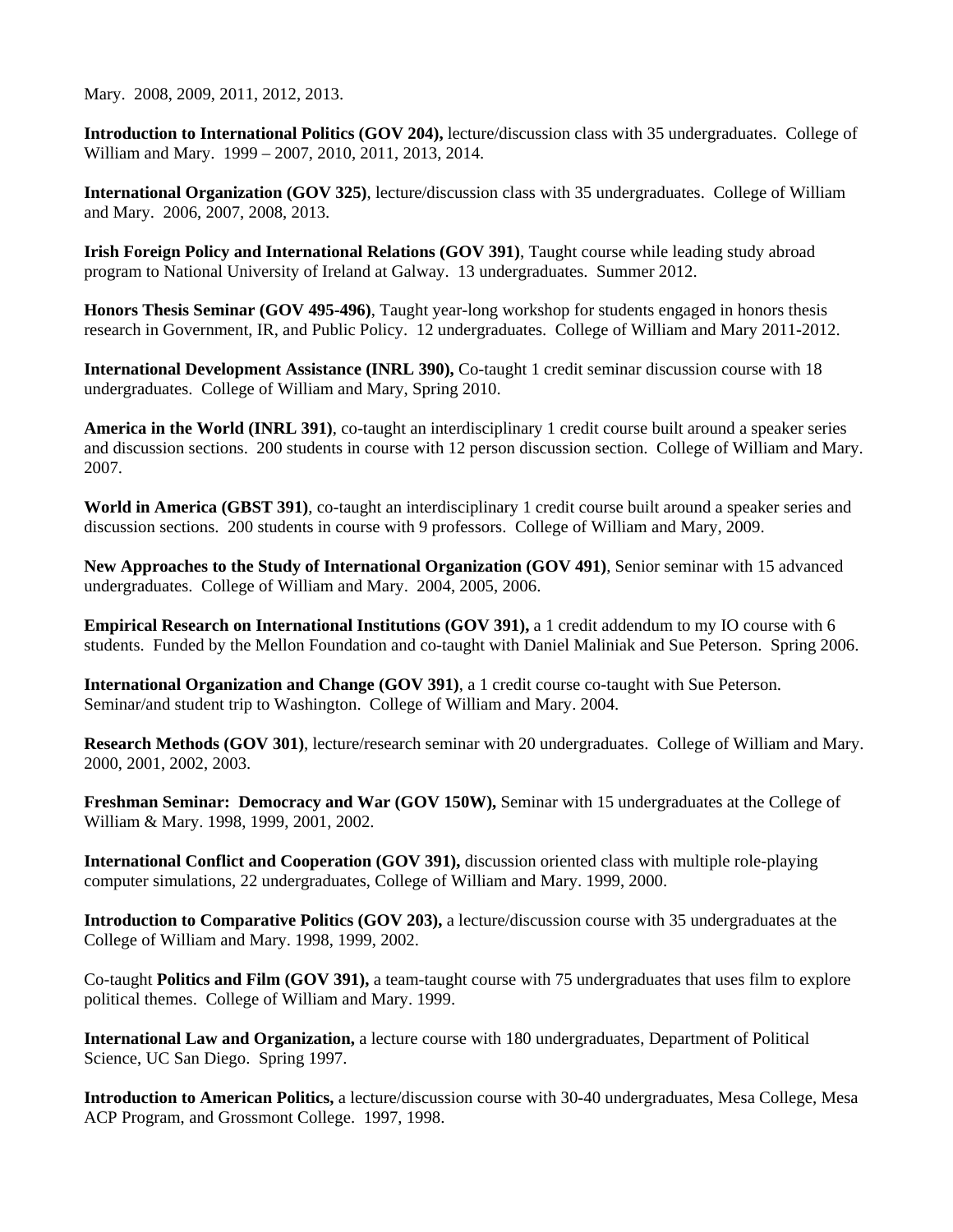Mary. 2008, 2009, 2011, 2012, 2013.

**Introduction to International Politics (GOV 204),** lecture/discussion class with 35 undergraduates. College of William and Mary. 1999 – 2007, 2010, 2011, 2013, 2014.

**International Organization (GOV 325)**, lecture/discussion class with 35 undergraduates. College of William and Mary. 2006, 2007, 2008, 2013.

**Irish Foreign Policy and International Relations (GOV 391)**, Taught course while leading study abroad program to National University of Ireland at Galway. 13 undergraduates. Summer 2012.

**Honors Thesis Seminar (GOV 495-496)**, Taught year-long workshop for students engaged in honors thesis research in Government, IR, and Public Policy. 12 undergraduates. College of William and Mary 2011-2012.

**International Development Assistance (INRL 390),** Co-taught 1 credit seminar discussion course with 18 undergraduates. College of William and Mary, Spring 2010.

**America in the World (INRL 391)**, co-taught an interdisciplinary 1 credit course built around a speaker series and discussion sections. 200 students in course with 12 person discussion section. College of William and Mary. 2007.

**World in America (GBST 391)**, co-taught an interdisciplinary 1 credit course built around a speaker series and discussion sections. 200 students in course with 9 professors. College of William and Mary, 2009.

**New Approaches to the Study of International Organization (GOV 491)**, Senior seminar with 15 advanced undergraduates. College of William and Mary. 2004, 2005, 2006.

**Empirical Research on International Institutions (GOV 391),** a 1 credit addendum to my IO course with 6 students. Funded by the Mellon Foundation and co-taught with Daniel Maliniak and Sue Peterson. Spring 2006.

**International Organization and Change (GOV 391)**, a 1 credit course co-taught with Sue Peterson. Seminar/and student trip to Washington. College of William and Mary. 2004.

**Research Methods (GOV 301)**, lecture/research seminar with 20 undergraduates. College of William and Mary. 2000, 2001, 2002, 2003.

**Freshman Seminar: Democracy and War (GOV 150W),** Seminar with 15 undergraduates at the College of William & Mary. 1998, 1999, 2001, 2002.

**International Conflict and Cooperation (GOV 391),** discussion oriented class with multiple role-playing computer simulations, 22 undergraduates, College of William and Mary. 1999, 2000.

**Introduction to Comparative Politics (GOV 203),** a lecture/discussion course with 35 undergraduates at the College of William and Mary. 1998, 1999, 2002.

Co-taught **Politics and Film (GOV 391),** a team-taught course with 75 undergraduates that uses film to explore political themes. College of William and Mary. 1999.

**International Law and Organization,** a lecture course with 180 undergraduates, Department of Political Science, UC San Diego. Spring 1997.

**Introduction to American Politics,** a lecture/discussion course with 30-40 undergraduates, Mesa College, Mesa ACP Program, and Grossmont College. 1997, 1998.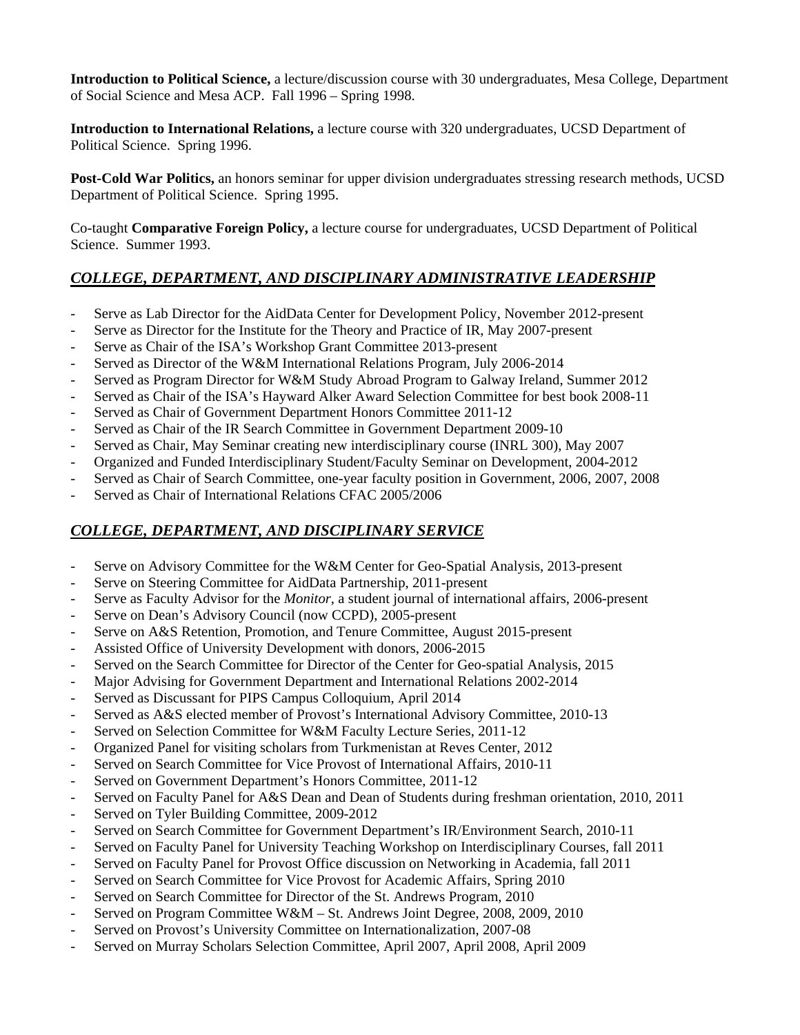**Introduction to Political Science,** a lecture/discussion course with 30 undergraduates, Mesa College, Department of Social Science and Mesa ACP. Fall 1996 – Spring 1998.

**Introduction to International Relations,** a lecture course with 320 undergraduates, UCSD Department of Political Science. Spring 1996.

**Post-Cold War Politics,** an honors seminar for upper division undergraduates stressing research methods, UCSD Department of Political Science. Spring 1995.

Co-taught **Comparative Foreign Policy,** a lecture course for undergraduates, UCSD Department of Political Science. Summer 1993.

## ***COLLEGE, DEPARTMENT, AND DISCIPLINARY ADMINISTRATIVE LEADERSHIP***

- Serve as Lab Director for the AidData Center for Development Policy, November 2012-present
- Serve as Director for the Institute for the Theory and Practice of IR, May 2007-present
- Serve as Chair of the ISA's Workshop Grant Committee 2013-present
- Served as Director of the W&M International Relations Program, July 2006-2014
- Served as Program Director for W&M Study Abroad Program to Galway Ireland, Summer 2012
- Served as Chair of the ISA's Hayward Alker Award Selection Committee for best book 2008-11
- Served as Chair of Government Department Honors Committee 2011-12
- Served as Chair of the IR Search Committee in Government Department 2009-10
- Served as Chair, May Seminar creating new interdisciplinary course (INRL 300), May 2007
- Organized and Funded Interdisciplinary Student/Faculty Seminar on Development, 2004-2012
- Served as Chair of Search Committee, one-year faculty position in Government, 2006, 2007, 2008
- Served as Chair of International Relations CFAC 2005/2006

## ***COLLEGE, DEPARTMENT, AND DISCIPLINARY SERVICE***

- Serve on Advisory Committee for the W&M Center for Geo-Spatial Analysis, 2013-present
- Serve on Steering Committee for AidData Partnership, 2011-present
- Serve as Faculty Advisor for the *Monitor*, a student journal of international affairs, 2006-present
- Serve on Dean's Advisory Council (now CCPD), 2005-present
- Serve on A&S Retention, Promotion, and Tenure Committee, August 2015-present
- Assisted Office of University Development with donors, 2006-2015
- Served on the Search Committee for Director of the Center for Geo-spatial Analysis, 2015
- Major Advising for Government Department and International Relations 2002-2014
- Served as Discussant for PIPS Campus Colloquium, April 2014
- Served as A&S elected member of Provost's International Advisory Committee, 2010-13
- Served on Selection Committee for W&M Faculty Lecture Series, 2011-12
- Organized Panel for visiting scholars from Turkmenistan at Reves Center, 2012
- Served on Search Committee for Vice Provost of International Affairs, 2010-11
- Served on Government Department's Honors Committee, 2011-12
- Served on Faculty Panel for A&S Dean and Dean of Students during freshman orientation, 2010, 2011
- Served on Tyler Building Committee, 2009-2012
- Served on Search Committee for Government Department's IR/Environment Search, 2010-11
- Served on Faculty Panel for University Teaching Workshop on Interdisciplinary Courses, fall 2011
- Served on Faculty Panel for Provost Office discussion on Networking in Academia, fall 2011
- Served on Search Committee for Vice Provost for Academic Affairs, Spring 2010
- Served on Search Committee for Director of the St. Andrews Program, 2010
- Served on Program Committee W&M – St. Andrews Joint Degree, 2008, 2009, 2010
- Served on Provost's University Committee on Internationalization, 2007-08
- Served on Murray Scholars Selection Committee, April 2007, April 2008, April 2009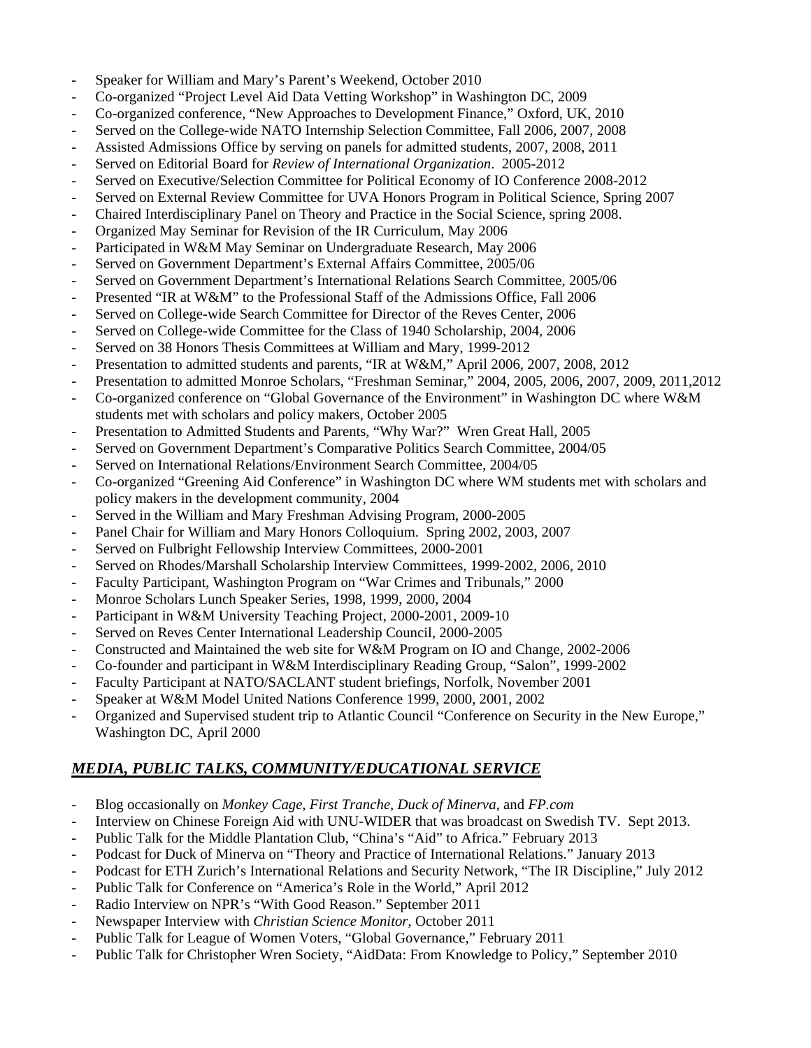- Speaker for William and Mary's Parent's Weekend, October 2010
- Co-organized "Project Level Aid Data Vetting Workshop" in Washington DC, 2009
- Co-organized conference, "New Approaches to Development Finance," Oxford, UK, 2010
- Served on the College-wide NATO Internship Selection Committee, Fall 2006, 2007, 2008
- Assisted Admissions Office by serving on panels for admitted students, 2007, 2008, 2011
- Served on Editorial Board for *Review of International Organization*. 2005-2012
- Served on Executive/Selection Committee for Political Economy of IO Conference 2008-2012
- Served on External Review Committee for UVA Honors Program in Political Science, Spring 2007
- Chaired Interdisciplinary Panel on Theory and Practice in the Social Science, spring 2008.
- Organized May Seminar for Revision of the IR Curriculum, May 2006
- Participated in W&M May Seminar on Undergraduate Research, May 2006
- Served on Government Department's External Affairs Committee, 2005/06
- Served on Government Department's International Relations Search Committee, 2005/06
- Presented "IR at W&M" to the Professional Staff of the Admissions Office, Fall 2006
- Served on College-wide Search Committee for Director of the Reves Center, 2006
- Served on College-wide Committee for the Class of 1940 Scholarship, 2004, 2006
- Served on 38 Honors Thesis Committees at William and Mary, 1999-2012
- Presentation to admitted students and parents, "IR at W&M," April 2006, 2007, 2008, 2012
- Presentation to admitted Monroe Scholars, "Freshman Seminar," 2004, 2005, 2006, 2007, 2009, 2011,2012
- Co-organized conference on "Global Governance of the Environment" in Washington DC where W&M students met with scholars and policy makers, October 2005
- Presentation to Admitted Students and Parents, "Why War?" Wren Great Hall, 2005
- Served on Government Department's Comparative Politics Search Committee, 2004/05
- Served on International Relations/Environment Search Committee, 2004/05
- Co-organized "Greening Aid Conference" in Washington DC where WM students met with scholars and policy makers in the development community, 2004
- Served in the William and Mary Freshman Advising Program, 2000-2005
- Panel Chair for William and Mary Honors Colloquium. Spring 2002, 2003, 2007
- Served on Fulbright Fellowship Interview Committees, 2000-2001
- Served on Rhodes/Marshall Scholarship Interview Committees, 1999-2002, 2006, 2010
- Faculty Participant, Washington Program on "War Crimes and Tribunals," 2000
- Monroe Scholars Lunch Speaker Series, 1998, 1999, 2000, 2004
- Participant in W&M University Teaching Project, 2000-2001, 2009-10
- Served on Reves Center International Leadership Council, 2000-2005
- Constructed and Maintained the web site for W&M Program on IO and Change, 2002-2006
- Co-founder and participant in W&M Interdisciplinary Reading Group, "Salon", 1999-2002
- Faculty Participant at NATO/SACLANT student briefings, Norfolk, November 2001
- Speaker at W&M Model United Nations Conference 1999, 2000, 2001, 2002
- Organized and Supervised student trip to Atlantic Council "Conference on Security in the New Europe," Washington DC, April 2000

## ***MEDIA, PUBLIC TALKS, COMMUNITY/EDUCATIONAL SERVICE***

- Blog occasionally on *Monkey Cage*, *First Tranche*, *Duck of Minerva*, and *FP.com*
- Interview on Chinese Foreign Aid with UNU-WIDER that was broadcast on Swedish TV. Sept 2013.
- Public Talk for the Middle Plantation Club, "China's "Aid" to Africa." February 2013
- Podcast for Duck of Minerva on "Theory and Practice of International Relations." January 2013
- Podcast for ETH Zurich's International Relations and Security Network, "The IR Discipline," July 2012
- Public Talk for Conference on "America's Role in the World," April 2012
- Radio Interview on NPR's "With Good Reason." September 2011
- Newspaper Interview with *Christian Science Monitor*, October 2011
- Public Talk for League of Women Voters, "Global Governance," February 2011
- Public Talk for Christopher Wren Society, "AidData: From Knowledge to Policy," September 2010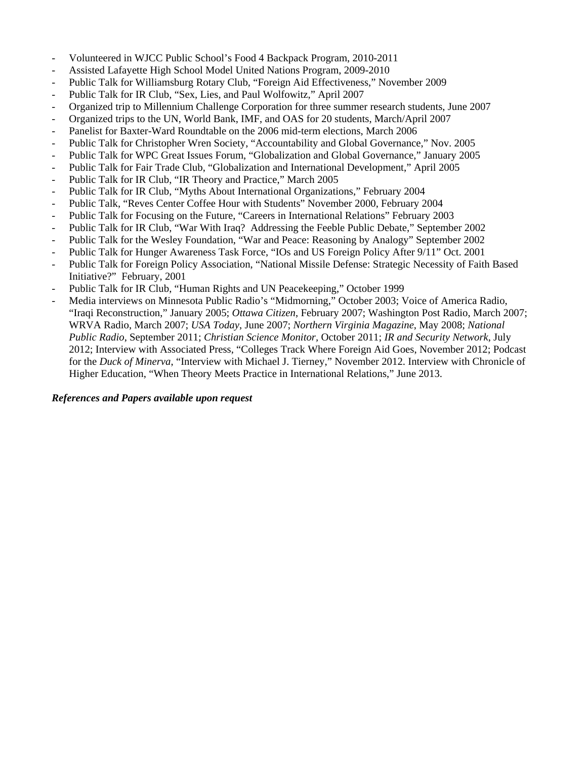- Volunteered in WJCC Public School's Food 4 Backpack Program, 2010-2011
- Assisted Lafayette High School Model United Nations Program, 2009-2010
- Public Talk for Williamsburg Rotary Club, "Foreign Aid Effectiveness," November 2009
- Public Talk for IR Club, "Sex, Lies, and Paul Wolfowitz," April 2007
- Organized trip to Millennium Challenge Corporation for three summer research students, June 2007
- Organized trips to the UN, World Bank, IMF, and OAS for 20 students, March/April 2007
- Panelist for Baxter-Ward Roundtable on the 2006 mid-term elections, March 2006
- Public Talk for Christopher Wren Society, "Accountability and Global Governance," Nov. 2005
- Public Talk for WPC Great Issues Forum, "Globalization and Global Governance," January 2005
- Public Talk for Fair Trade Club, "Globalization and International Development," April 2005
- Public Talk for IR Club, "IR Theory and Practice," March 2005
- Public Talk for IR Club, "Myths About International Organizations," February 2004
- Public Talk, "Reves Center Coffee Hour with Students" November 2000, February 2004
- Public Talk for Focusing on the Future, "Careers in International Relations" February 2003
- Public Talk for IR Club, "War With Iraq? Addressing the Feeble Public Debate," September 2002
- Public Talk for the Wesley Foundation, "War and Peace: Reasoning by Analogy" September 2002
- Public Talk for Hunger Awareness Task Force, "IOs and US Foreign Policy After 9/11" Oct. 2001
- Public Talk for Foreign Policy Association, "National Missile Defense: Strategic Necessity of Faith Based Initiative?" February, 2001
- Public Talk for IR Club, "Human Rights and UN Peacekeeping," October 1999
- Media interviews on Minnesota Public Radio's "Midmorning," October 2003; Voice of America Radio, "Iraqi Reconstruction," January 2005; *Ottawa Citizen*, February 2007; Washington Post Radio, March 2007; WRVA Radio, March 2007; *USA Today*, June 2007; *Northern Virginia Magazine*, May 2008; *National Public Radio*, September 2011; *Christian Science Monitor*, October 2011; *IR and Security Network*, July 2012; Interview with Associated Press, "Colleges Track Where Foreign Aid Goes, November 2012; Podcast for the *Duck of Minerva*, "Interview with Michael J. Tierney," November 2012. Interview with Chronicle of Higher Education, "When Theory Meets Practice in International Relations," June 2013.

***References and Papers available upon request***